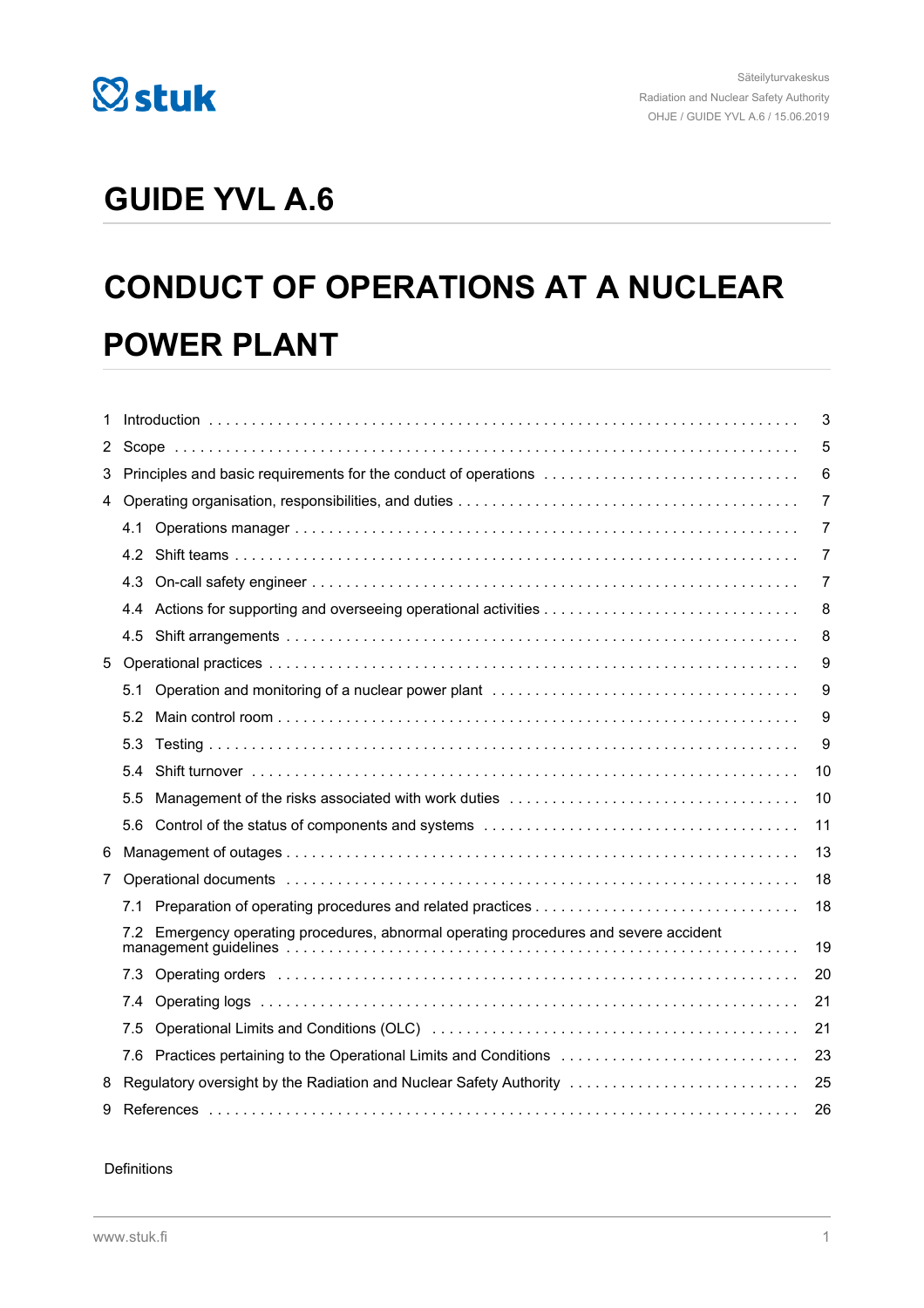Säteilyturvakeskus
Radiation and Nuclear Safety Authority
OHJE / GUIDE YVL A.6 / 15.06.2019

# GUIDE YVL A.6

# CONDUCT OF OPERATIONS AT A NUCLEAR POWER PLANT

1 Introduction . . . 3
2 Scope . . . 5
3 Principles and basic requirements for the conduct of operations . . . 6
4 Operating organisation, responsibilities, and duties . . . 7
 4.1 Operations manager . . . 7
 4.2 Shift teams . . . 7
 4.3 On-call safety engineer . . . 7
 4.4 Actions for supporting and overseeing operational activities . . . 8
 4.5 Shift arrangements . . . 8
5 Operational practices . . . 9
 5.1 Operation and monitoring of a nuclear power plant . . . 9
 5.2 Main control room . . . 9
 5.3 Testing . . . 9
 5.4 Shift turnover . . . 10
 5.5 Management of the risks associated with work duties . . . 10
 5.6 Control of the status of components and systems . . . 11
6 Management of outages . . . 13
7 Operational documents . . . 18
 7.1 Preparation of operating procedures and related practices . . . 18
 7.2 Emergency operating procedures, abnormal operating procedures and severe accident management guidelines . . . 19
 7.3 Operating orders . . . 20
 7.4 Operating logs . . . 21
 7.5 Operational Limits and Conditions (OLC) . . . 21
 7.6 Practices pertaining to the Operational Limits and Conditions . . . 23
8 Regulatory oversight by the Radiation and Nuclear Safety Authority . . . 25
9 References . . . 26

Definitions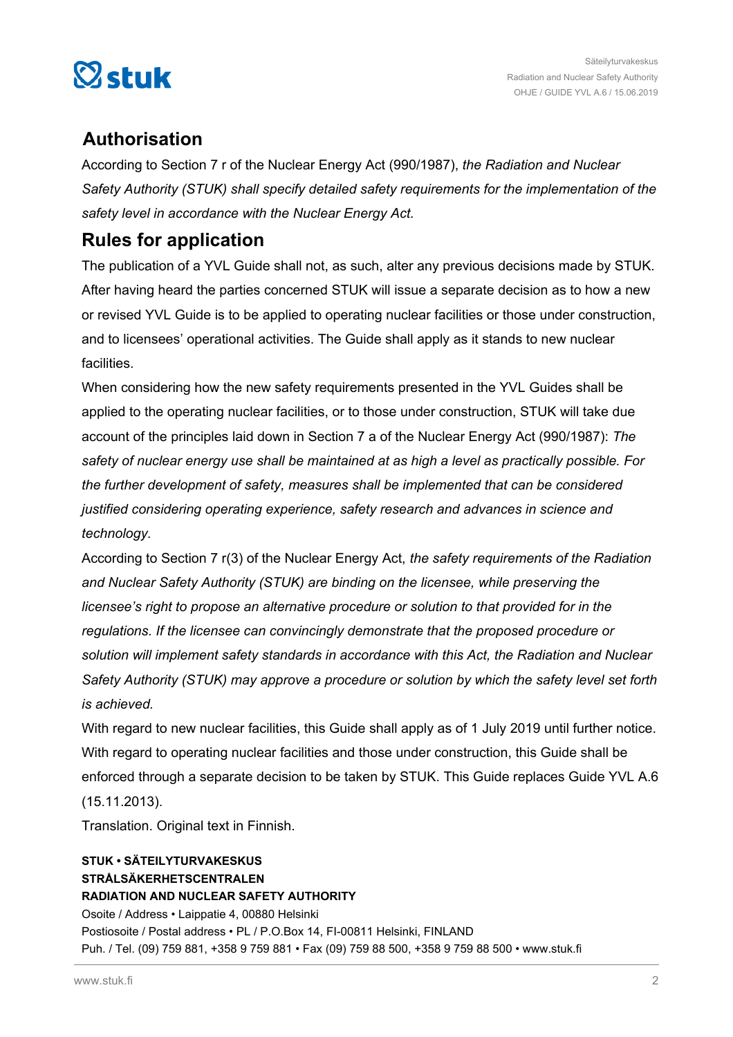## Authorisation

According to Section 7 r of the Nuclear Energy Act (990/1987), *the Radiation and Nuclear Safety Authority (STUK) shall specify detailed safety requirements for the implementation of the safety level in accordance with the Nuclear Energy Act.*

## Rules for application

The publication of a YVL Guide shall not, as such, alter any previous decisions made by STUK. After having heard the parties concerned STUK will issue a separate decision as to how a new or revised YVL Guide is to be applied to operating nuclear facilities or those under construction, and to licensees' operational activities. The Guide shall apply as it stands to new nuclear facilities.

When considering how the new safety requirements presented in the YVL Guides shall be applied to the operating nuclear facilities, or to those under construction, STUK will take due account of the principles laid down in Section 7 a of the Nuclear Energy Act (990/1987): *The safety of nuclear energy use shall be maintained at as high a level as practically possible. For the further development of safety, measures shall be implemented that can be considered justified considering operating experience, safety research and advances in science and technology.*

According to Section 7 r(3) of the Nuclear Energy Act, *the safety requirements of the Radiation and Nuclear Safety Authority (STUK) are binding on the licensee, while preserving the licensee's right to propose an alternative procedure or solution to that provided for in the regulations. If the licensee can convincingly demonstrate that the proposed procedure or solution will implement safety standards in accordance with this Act, the Radiation and Nuclear Safety Authority (STUK) may approve a procedure or solution by which the safety level set forth is achieved.*

With regard to new nuclear facilities, this Guide shall apply as of 1 July 2019 until further notice. With regard to operating nuclear facilities and those under construction, this Guide shall be enforced through a separate decision to be taken by STUK. This Guide replaces Guide YVL A.6 (15.11.2013).

Translation. Original text in Finnish.

**STUK • SÄTEILYTURVAKESKUS**
**STRÅLSÄKERHETSCENTRALEN**
**RADIATION AND NUCLEAR SAFETY AUTHORITY**
Osoite / Address • Laippatie 4, 00880 Helsinki
Postiosoite / Postal address • PL / P.O.Box 14, FI-00811 Helsinki, FINLAND
Puh. / Tel. (09) 759 881, +358 9 759 881 • Fax (09) 759 88 500, +358 9 759 88 500 • www.stuk.fi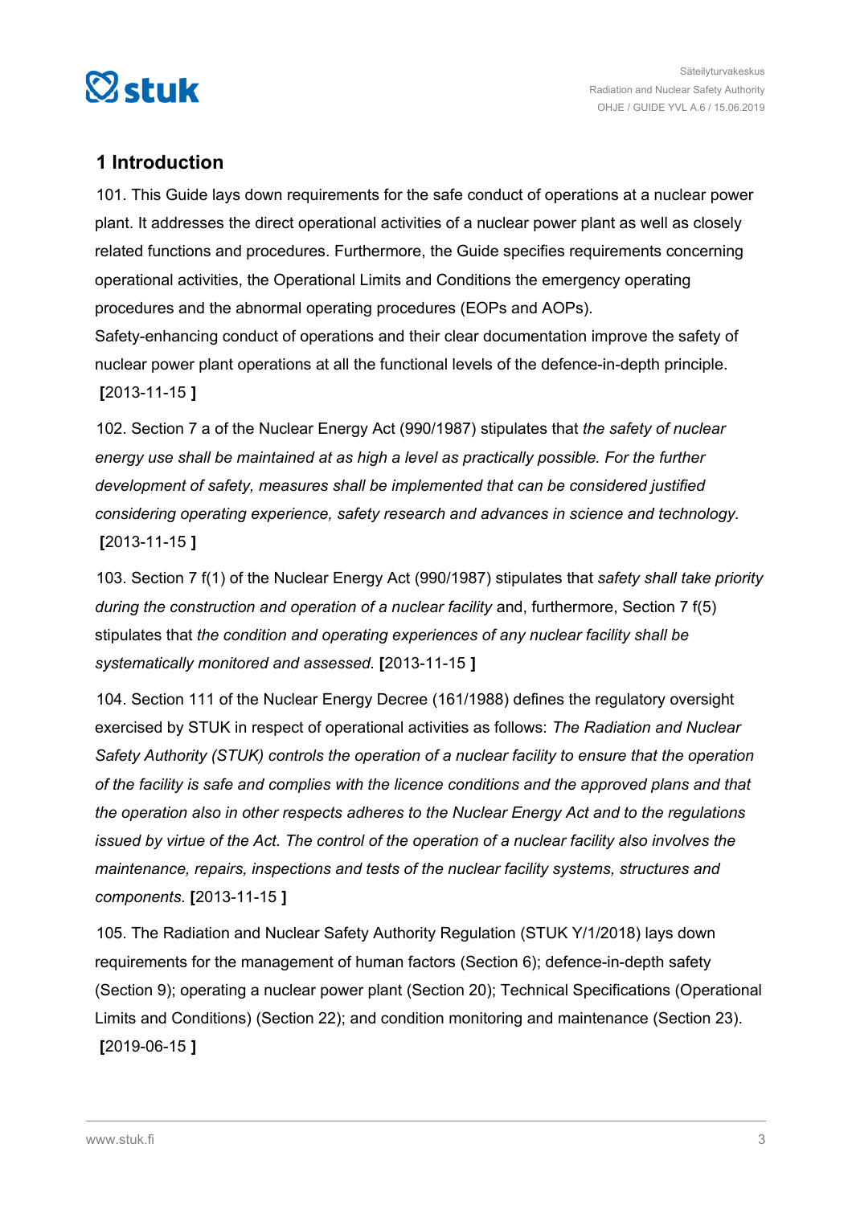## 1 Introduction

101. This Guide lays down requirements for the safe conduct of operations at a nuclear power plant. It addresses the direct operational activities of a nuclear power plant as well as closely related functions and procedures. Furthermore, the Guide specifies requirements concerning operational activities, the Operational Limits and Conditions the emergency operating procedures and the abnormal operating procedures (EOPs and AOPs).
Safety-enhancing conduct of operations and their clear documentation improve the safety of nuclear power plant operations at all the functional levels of the defence-in-depth principle. **[**2013-11-15 **]**

102. Section 7 a of the Nuclear Energy Act (990/1987) stipulates that *the safety of nuclear energy use shall be maintained at as high a level as practically possible. For the further development of safety, measures shall be implemented that can be considered justified considering operating experience, safety research and advances in science and technology.* **[**2013-11-15 **]**

103. Section 7 f(1) of the Nuclear Energy Act (990/1987) stipulates that *safety shall take priority during the construction and operation of a nuclear facility* and, furthermore, Section 7 f(5) stipulates that *the condition and operating experiences of any nuclear facility shall be systematically monitored and assessed.* **[**2013-11-15 **]**

104. Section 111 of the Nuclear Energy Decree (161/1988) defines the regulatory oversight exercised by STUK in respect of operational activities as follows: *The Radiation and Nuclear Safety Authority (STUK) controls the operation of a nuclear facility to ensure that the operation of the facility is safe and complies with the licence conditions and the approved plans and that the operation also in other respects adheres to the Nuclear Energy Act and to the regulations issued by virtue of the Act. The control of the operation of a nuclear facility also involves the maintenance, repairs, inspections and tests of the nuclear facility systems, structures and components.* **[**2013-11-15 **]**

105. The Radiation and Nuclear Safety Authority Regulation (STUK Y/1/2018) lays down requirements for the management of human factors (Section 6); defence-in-depth safety (Section 9); operating a nuclear power plant (Section 20); Technical Specifications (Operational Limits and Conditions) (Section 22); and condition monitoring and maintenance (Section 23). **[**2019-06-15 **]**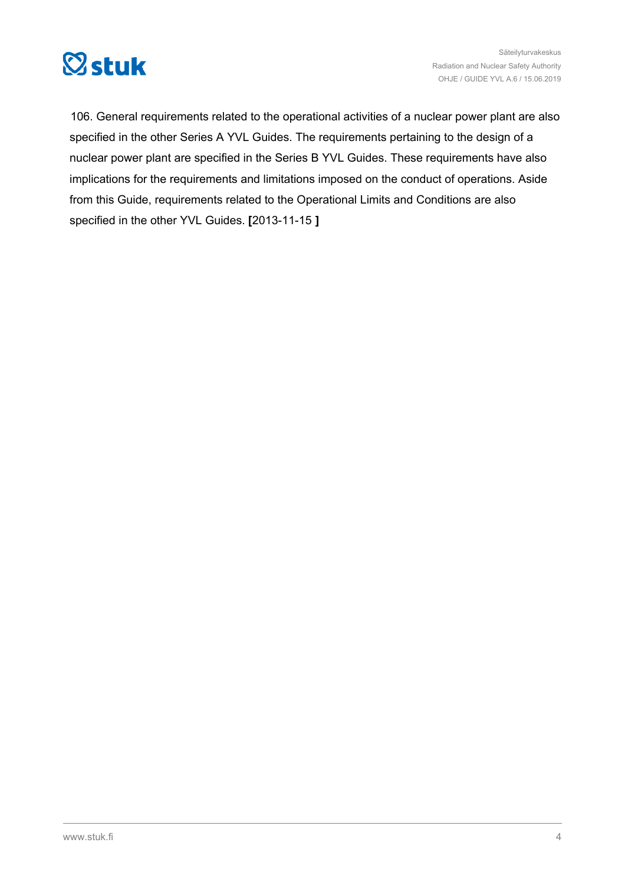106. General requirements related to the operational activities of a nuclear power plant are also specified in the other Series A YVL Guides. The requirements pertaining to the design of a nuclear power plant are specified in the Series B YVL Guides. These requirements have also implications for the requirements and limitations imposed on the conduct of operations. Aside from this Guide, requirements related to the Operational Limits and Conditions are also specified in the other YVL Guides. **[**2013-11-15 **]**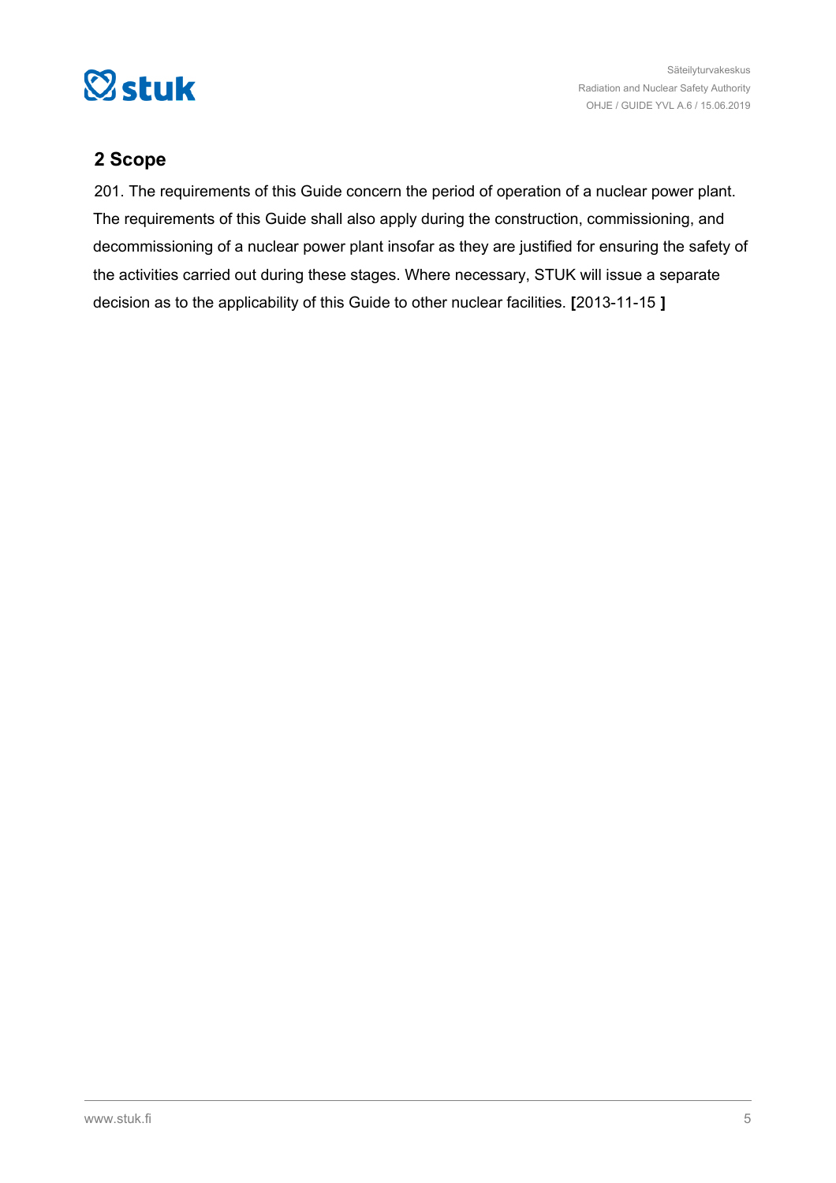## 2 Scope

201. The requirements of this Guide concern the period of operation of a nuclear power plant. The requirements of this Guide shall also apply during the construction, commissioning, and decommissioning of a nuclear power plant insofar as they are justified for ensuring the safety of the activities carried out during these stages. Where necessary, STUK will issue a separate decision as to the applicability of this Guide to other nuclear facilities. **[**2013-11-15 **]**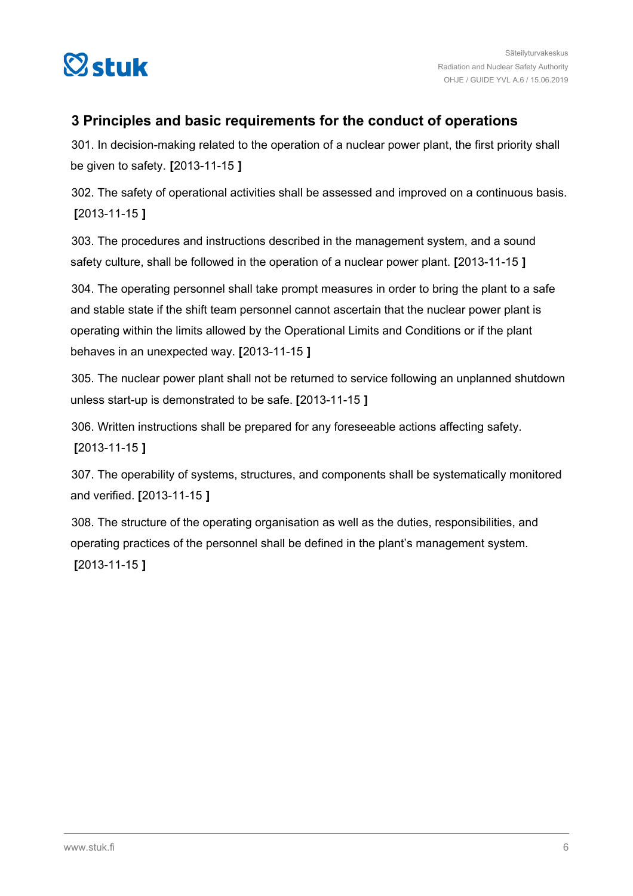## 3 Principles and basic requirements for the conduct of operations

301. In decision-making related to the operation of a nuclear power plant, the first priority shall be given to safety. **[**2013-11-15 **]**

302. The safety of operational activities shall be assessed and improved on a continuous basis. **[**2013-11-15 **]**

303. The procedures and instructions described in the management system, and a sound safety culture, shall be followed in the operation of a nuclear power plant. **[**2013-11-15 **]**

304. The operating personnel shall take prompt measures in order to bring the plant to a safe and stable state if the shift team personnel cannot ascertain that the nuclear power plant is operating within the limits allowed by the Operational Limits and Conditions or if the plant behaves in an unexpected way. **[**2013-11-15 **]**

305. The nuclear power plant shall not be returned to service following an unplanned shutdown unless start-up is demonstrated to be safe. **[**2013-11-15 **]**

306. Written instructions shall be prepared for any foreseeable actions affecting safety. **[**2013-11-15 **]**

307. The operability of systems, structures, and components shall be systematically monitored and verified. **[**2013-11-15 **]**

308. The structure of the operating organisation as well as the duties, responsibilities, and operating practices of the personnel shall be defined in the plant's management system. **[**2013-11-15 **]**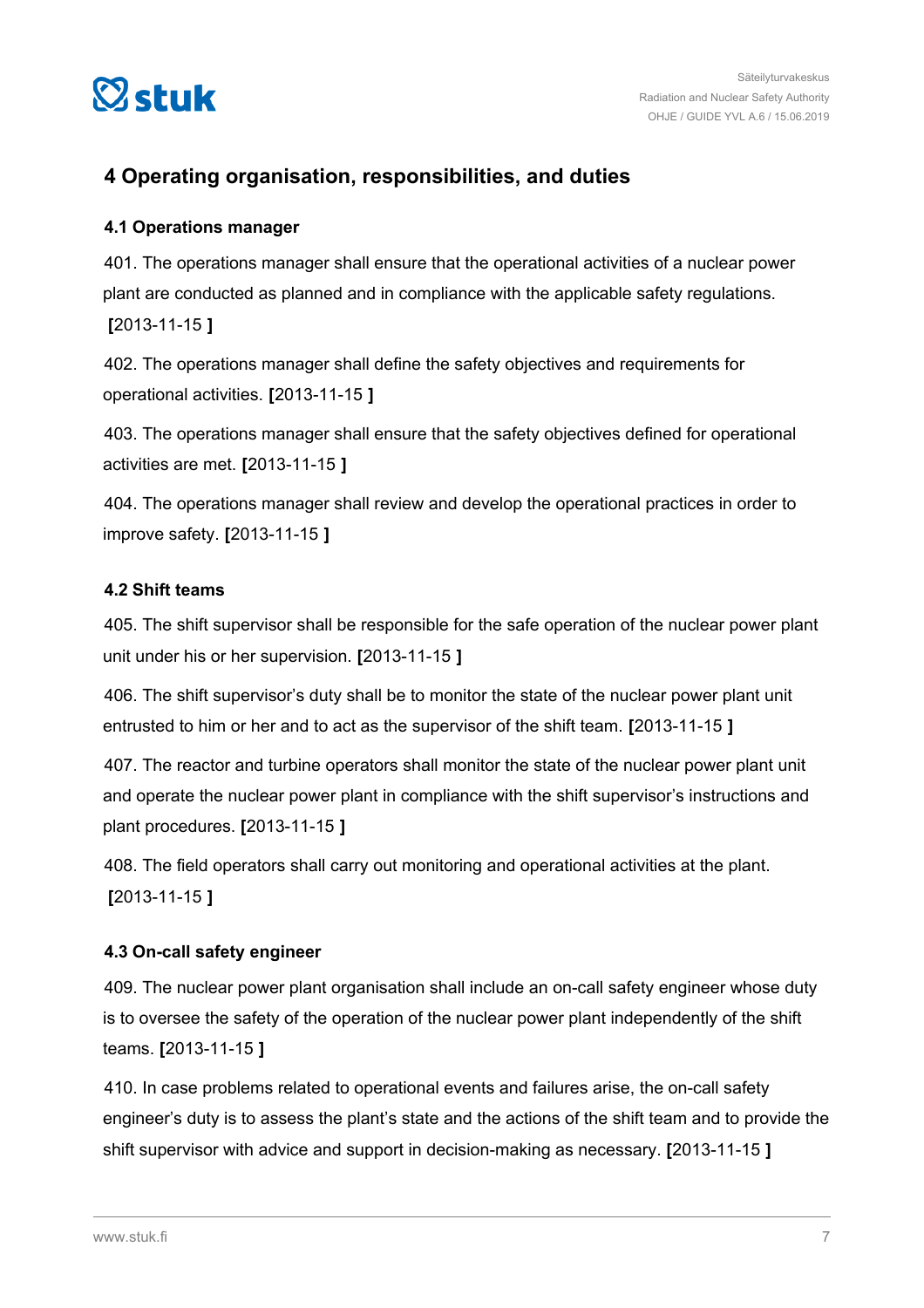# 4 Operating organisation, responsibilities, and duties

## 4.1 Operations manager

401. The operations manager shall ensure that the operational activities of a nuclear power plant are conducted as planned and in compliance with the applicable safety regulations. **[**2013-11-15 **]**

402. The operations manager shall define the safety objectives and requirements for operational activities. **[**2013-11-15 **]**

403. The operations manager shall ensure that the safety objectives defined for operational activities are met. **[**2013-11-15 **]**

404. The operations manager shall review and develop the operational practices in order to improve safety. **[**2013-11-15 **]**

## 4.2 Shift teams

405. The shift supervisor shall be responsible for the safe operation of the nuclear power plant unit under his or her supervision. **[**2013-11-15 **]**

406. The shift supervisor's duty shall be to monitor the state of the nuclear power plant unit entrusted to him or her and to act as the supervisor of the shift team. **[**2013-11-15 **]**

407. The reactor and turbine operators shall monitor the state of the nuclear power plant unit and operate the nuclear power plant in compliance with the shift supervisor's instructions and plant procedures. **[**2013-11-15 **]**

408. The field operators shall carry out monitoring and operational activities at the plant. **[**2013-11-15 **]**

## 4.3 On-call safety engineer

409. The nuclear power plant organisation shall include an on-call safety engineer whose duty is to oversee the safety of the operation of the nuclear power plant independently of the shift teams. **[**2013-11-15 **]**

410. In case problems related to operational events and failures arise, the on-call safety engineer's duty is to assess the plant's state and the actions of the shift team and to provide the shift supervisor with advice and support in decision-making as necessary. **[**2013-11-15 **]**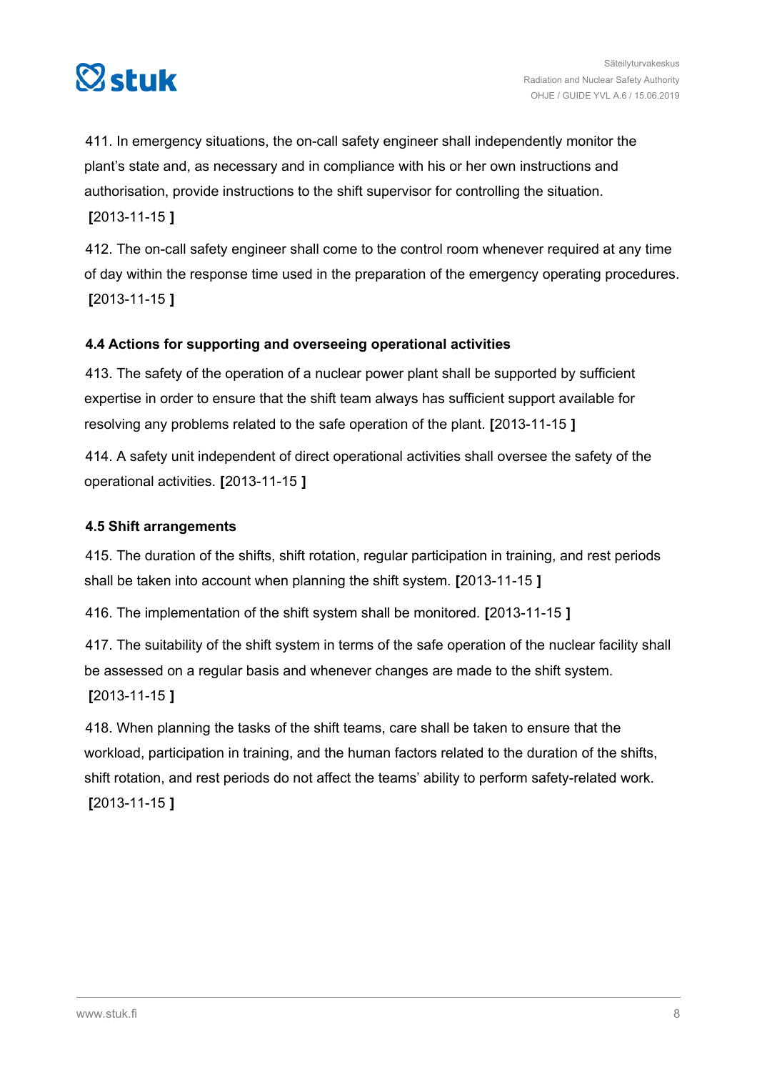411. In emergency situations, the on-call safety engineer shall independently monitor the plant's state and, as necessary and in compliance with his or her own instructions and authorisation, provide instructions to the shift supervisor for controlling the situation. **[**2013-11-15 **]**

412. The on-call safety engineer shall come to the control room whenever required at any time of day within the response time used in the preparation of the emergency operating procedures. **[**2013-11-15 **]**

### 4.4 Actions for supporting and overseeing operational activities

413. The safety of the operation of a nuclear power plant shall be supported by sufficient expertise in order to ensure that the shift team always has sufficient support available for resolving any problems related to the safe operation of the plant. **[**2013-11-15 **]**

414. A safety unit independent of direct operational activities shall oversee the safety of the operational activities. **[**2013-11-15 **]**

### 4.5 Shift arrangements

415. The duration of the shifts, shift rotation, regular participation in training, and rest periods shall be taken into account when planning the shift system. **[**2013-11-15 **]**

416. The implementation of the shift system shall be monitored. **[**2013-11-15 **]**

417. The suitability of the shift system in terms of the safe operation of the nuclear facility shall be assessed on a regular basis and whenever changes are made to the shift system. **[**2013-11-15 **]**

418. When planning the tasks of the shift teams, care shall be taken to ensure that the workload, participation in training, and the human factors related to the duration of the shifts, shift rotation, and rest periods do not affect the teams' ability to perform safety-related work. **[**2013-11-15 **]**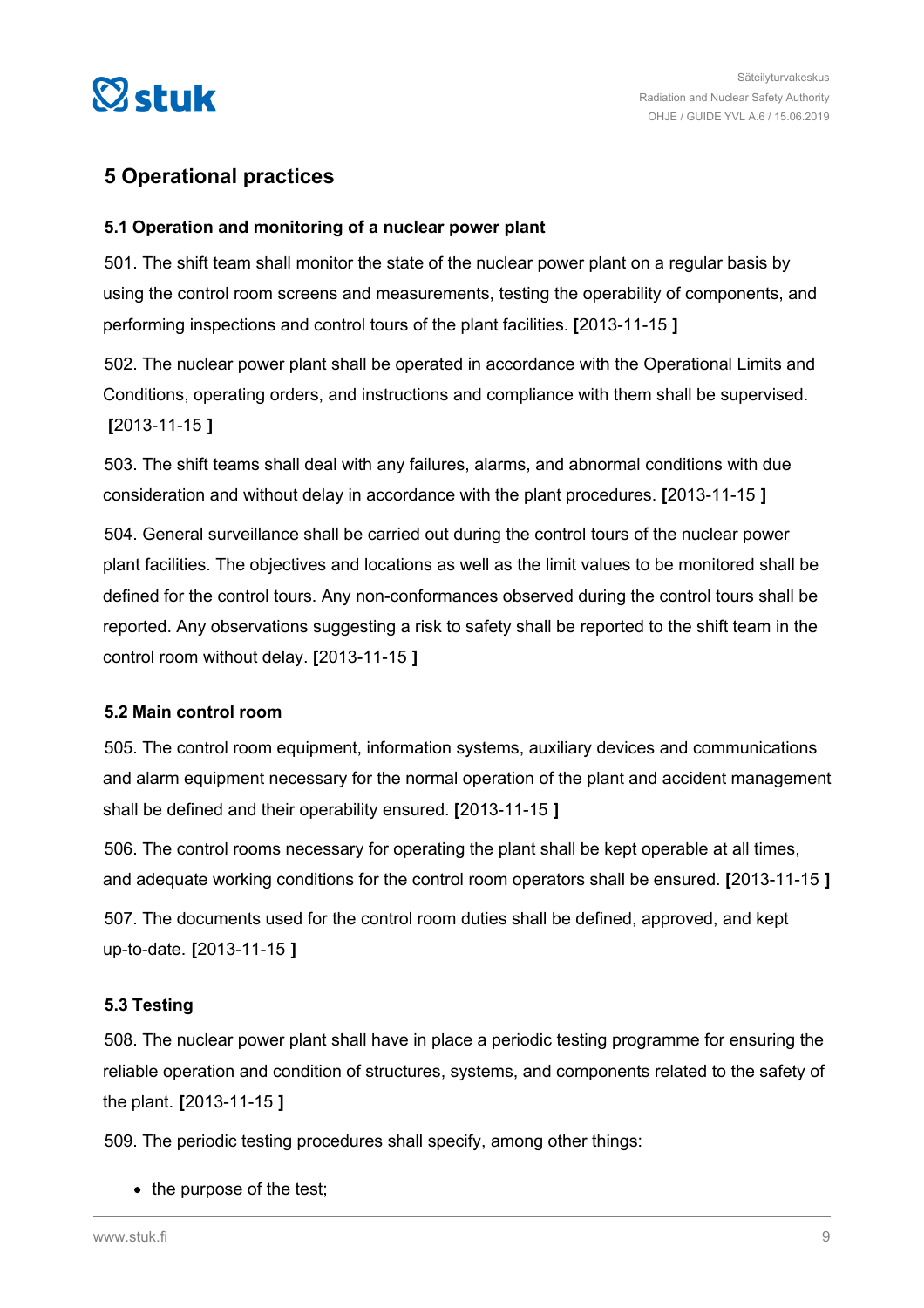## 5 Operational practices

### 5.1 Operation and monitoring of a nuclear power plant

501. The shift team shall monitor the state of the nuclear power plant on a regular basis by using the control room screens and measurements, testing the operability of components, and performing inspections and control tours of the plant facilities. **[**2013-11-15 **]**

502. The nuclear power plant shall be operated in accordance with the Operational Limits and Conditions, operating orders, and instructions and compliance with them shall be supervised. **[**2013-11-15 **]**

503. The shift teams shall deal with any failures, alarms, and abnormal conditions with due consideration and without delay in accordance with the plant procedures. **[**2013-11-15 **]**

504. General surveillance shall be carried out during the control tours of the nuclear power plant facilities. The objectives and locations as well as the limit values to be monitored shall be defined for the control tours. Any non-conformances observed during the control tours shall be reported. Any observations suggesting a risk to safety shall be reported to the shift team in the control room without delay. **[**2013-11-15 **]**

### 5.2 Main control room

505. The control room equipment, information systems, auxiliary devices and communications and alarm equipment necessary for the normal operation of the plant and accident management shall be defined and their operability ensured. **[**2013-11-15 **]**

506. The control rooms necessary for operating the plant shall be kept operable at all times, and adequate working conditions for the control room operators shall be ensured. **[**2013-11-15 **]**

507. The documents used for the control room duties shall be defined, approved, and kept up-to-date. **[**2013-11-15 **]**

### 5.3 Testing

508. The nuclear power plant shall have in place a periodic testing programme for ensuring the reliable operation and condition of structures, systems, and components related to the safety of the plant. **[**2013-11-15 **]**

509. The periodic testing procedures shall specify, among other things:

- the purpose of the test;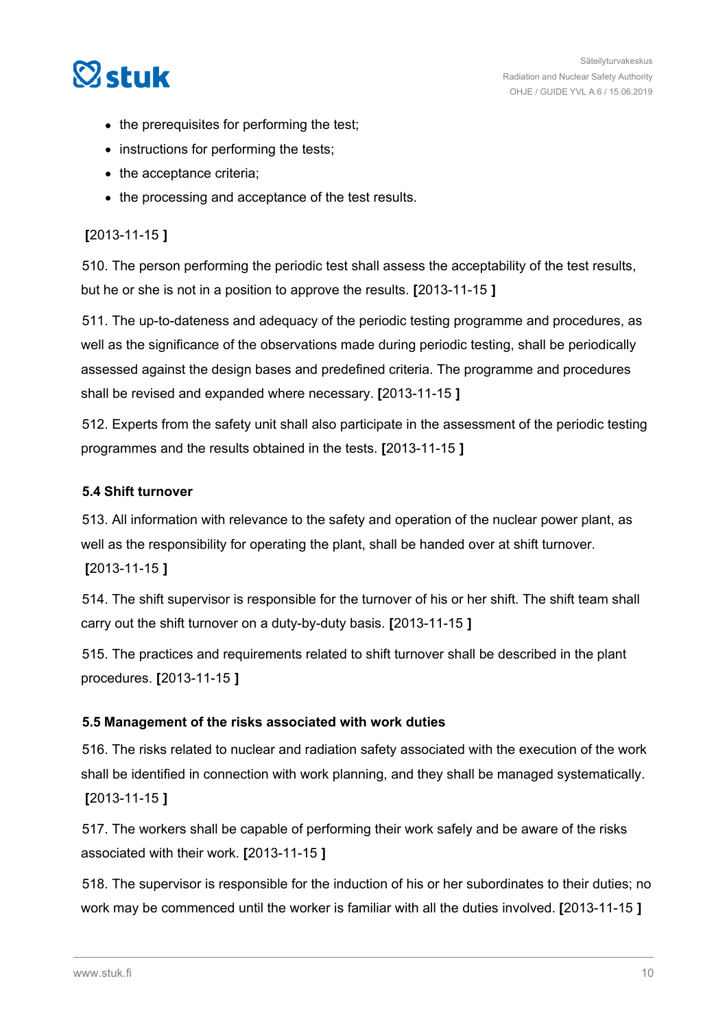- the prerequisites for performing the test;
- instructions for performing the tests;
- the acceptance criteria;
- the processing and acceptance of the test results.

[2013-11-15 ]

510. The person performing the periodic test shall assess the acceptability of the test results, but he or she is not in a position to approve the results. [2013-11-15 ]

511. The up-to-dateness and adequacy of the periodic testing programme and procedures, as well as the significance of the observations made during periodic testing, shall be periodically assessed against the design bases and predefined criteria. The programme and procedures shall be revised and expanded where necessary. [2013-11-15 ]

512. Experts from the safety unit shall also participate in the assessment of the periodic testing programmes and the results obtained in the tests. [2013-11-15 ]

### 5.4 Shift turnover

513. All information with relevance to the safety and operation of the nuclear power plant, as well as the responsibility for operating the plant, shall be handed over at shift turnover. [2013-11-15 ]

514. The shift supervisor is responsible for the turnover of his or her shift. The shift team shall carry out the shift turnover on a duty-by-duty basis. [2013-11-15 ]

515. The practices and requirements related to shift turnover shall be described in the plant procedures. [2013-11-15 ]

### 5.5 Management of the risks associated with work duties

516. The risks related to nuclear and radiation safety associated with the execution of the work shall be identified in connection with work planning, and they shall be managed systematically. [2013-11-15 ]

517. The workers shall be capable of performing their work safely and be aware of the risks associated with their work. [2013-11-15 ]

518. The supervisor is responsible for the induction of his or her subordinates to their duties; no work may be commenced until the worker is familiar with all the duties involved. [2013-11-15 ]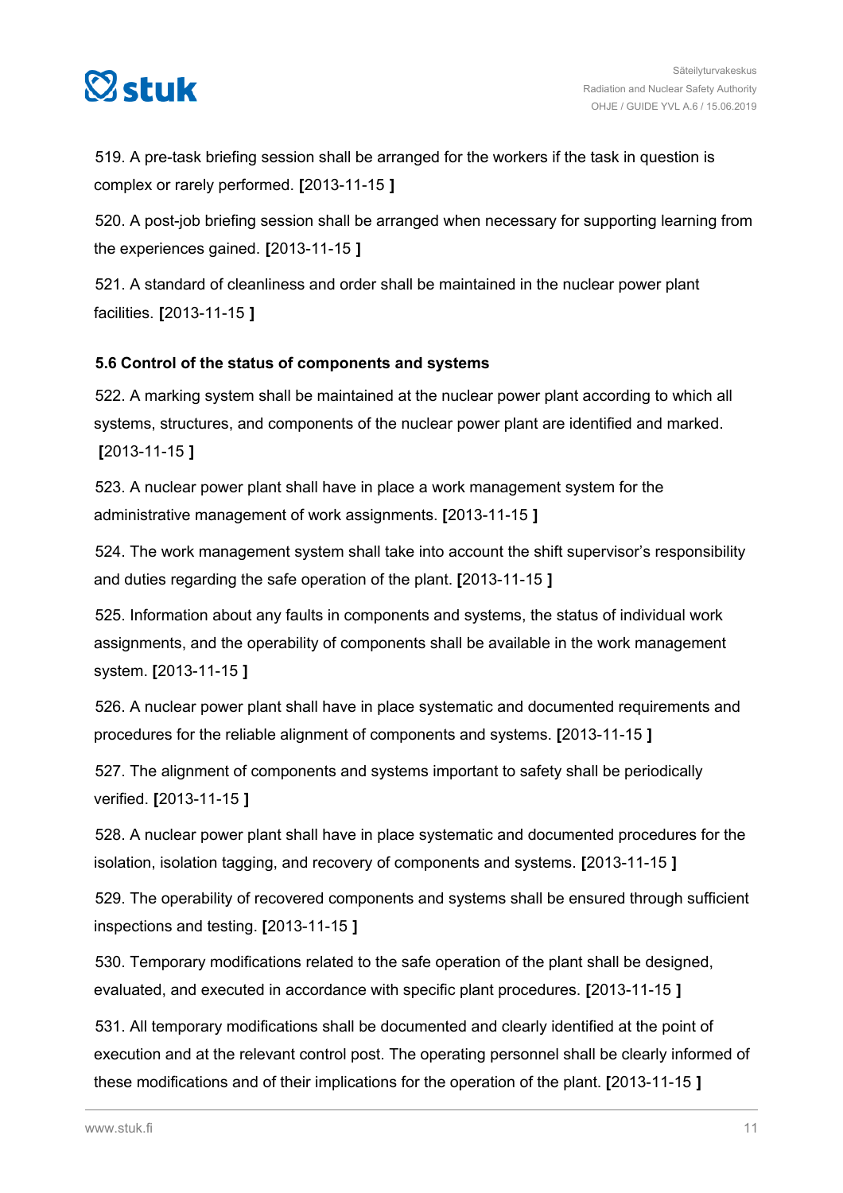519. A pre-task briefing session shall be arranged for the workers if the task in question is complex or rarely performed. **[**2013-11-15 **]**

520. A post-job briefing session shall be arranged when necessary for supporting learning from the experiences gained. **[**2013-11-15 **]**

521. A standard of cleanliness and order shall be maintained in the nuclear power plant facilities. **[**2013-11-15 **]**

### 5.6 Control of the status of components and systems

522. A marking system shall be maintained at the nuclear power plant according to which all systems, structures, and components of the nuclear power plant are identified and marked. **[**2013-11-15 **]**

523. A nuclear power plant shall have in place a work management system for the administrative management of work assignments. **[**2013-11-15 **]**

524. The work management system shall take into account the shift supervisor's responsibility and duties regarding the safe operation of the plant. **[**2013-11-15 **]**

525. Information about any faults in components and systems, the status of individual work assignments, and the operability of components shall be available in the work management system. **[**2013-11-15 **]**

526. A nuclear power plant shall have in place systematic and documented requirements and procedures for the reliable alignment of components and systems. **[**2013-11-15 **]**

527. The alignment of components and systems important to safety shall be periodically verified. **[**2013-11-15 **]**

528. A nuclear power plant shall have in place systematic and documented procedures for the isolation, isolation tagging, and recovery of components and systems. **[**2013-11-15 **]**

529. The operability of recovered components and systems shall be ensured through sufficient inspections and testing. **[**2013-11-15 **]**

530. Temporary modifications related to the safe operation of the plant shall be designed, evaluated, and executed in accordance with specific plant procedures. **[**2013-11-15 **]**

531. All temporary modifications shall be documented and clearly identified at the point of execution and at the relevant control post. The operating personnel shall be clearly informed of these modifications and of their implications for the operation of the plant. **[**2013-11-15 **]**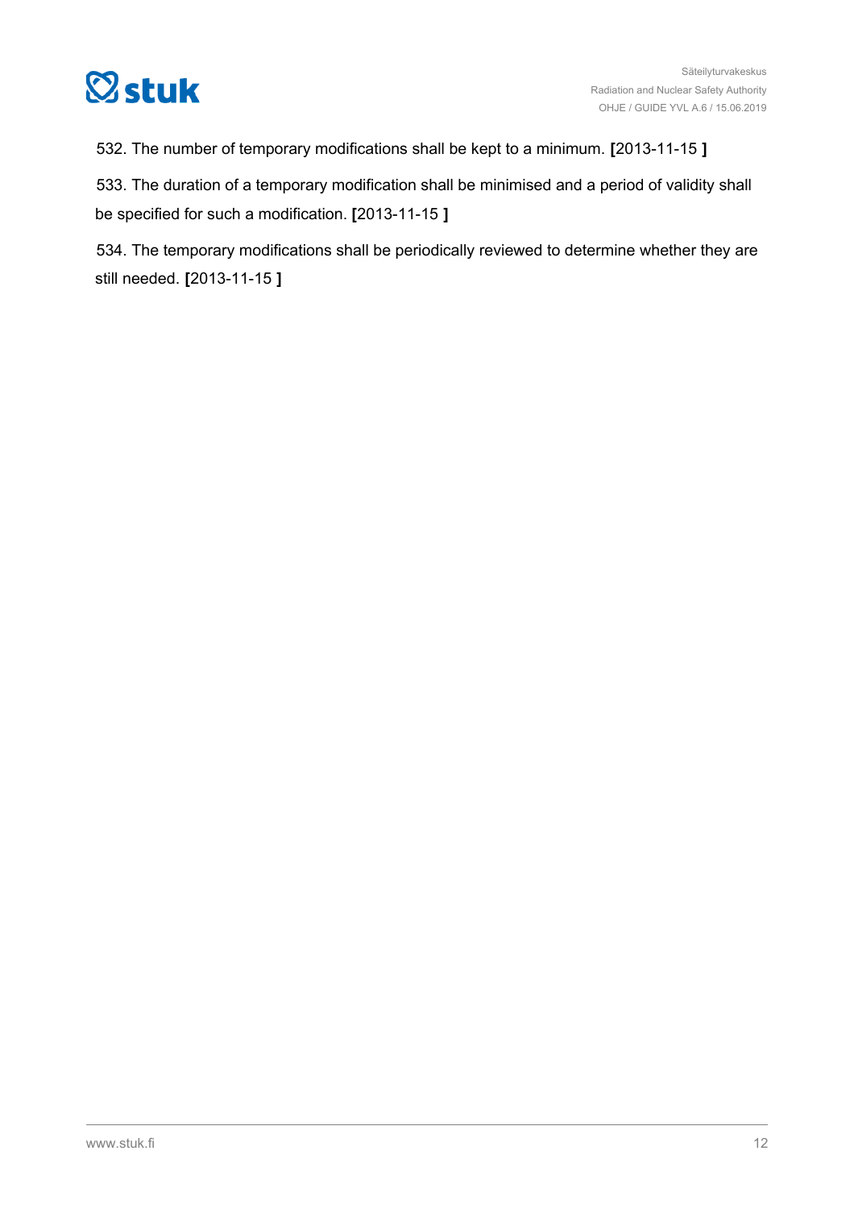532. The number of temporary modifications shall be kept to a minimum. **[**2013-11-15 **]**

533. The duration of a temporary modification shall be minimised and a period of validity shall be specified for such a modification. **[**2013-11-15 **]**

534. The temporary modifications shall be periodically reviewed to determine whether they are still needed. **[**2013-11-15 **]**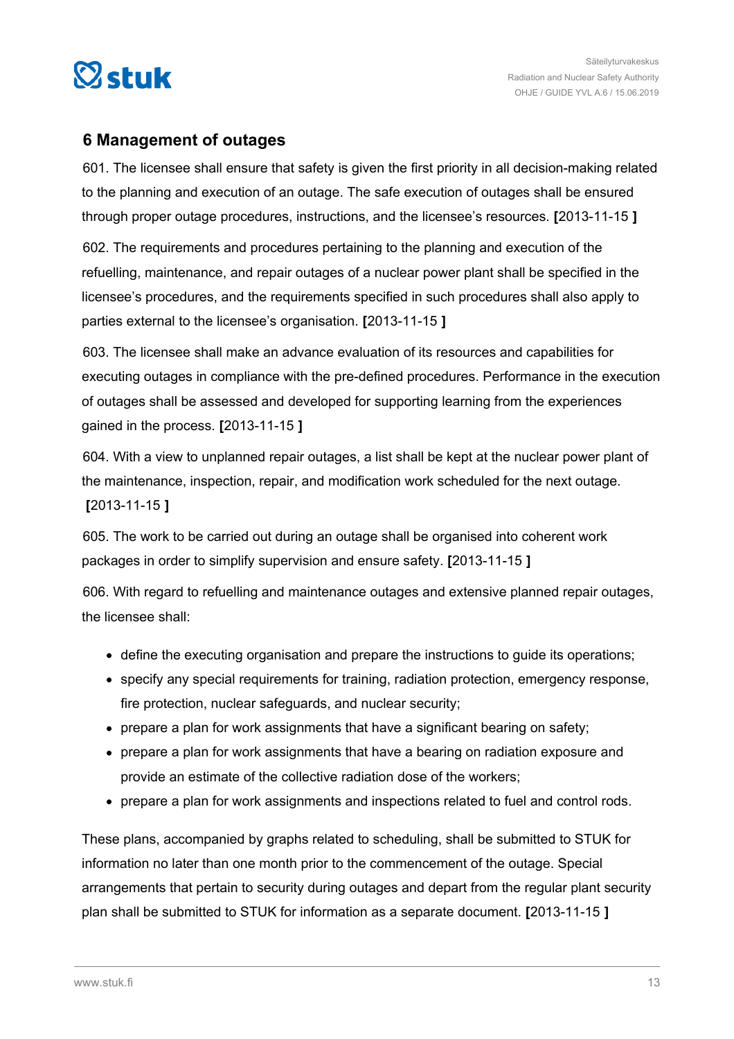## 6 Management of outages

601. The licensee shall ensure that safety is given the first priority in all decision-making related to the planning and execution of an outage. The safe execution of outages shall be ensured through proper outage procedures, instructions, and the licensee's resources. **[**2013-11-15 **]**

602. The requirements and procedures pertaining to the planning and execution of the refuelling, maintenance, and repair outages of a nuclear power plant shall be specified in the licensee's procedures, and the requirements specified in such procedures shall also apply to parties external to the licensee's organisation. **[**2013-11-15 **]**

603. The licensee shall make an advance evaluation of its resources and capabilities for executing outages in compliance with the pre-defined procedures. Performance in the execution of outages shall be assessed and developed for supporting learning from the experiences gained in the process. **[**2013-11-15 **]**

604. With a view to unplanned repair outages, a list shall be kept at the nuclear power plant of the maintenance, inspection, repair, and modification work scheduled for the next outage. **[**2013-11-15 **]**

605. The work to be carried out during an outage shall be organised into coherent work packages in order to simplify supervision and ensure safety. **[**2013-11-15 **]**

606. With regard to refuelling and maintenance outages and extensive planned repair outages, the licensee shall:

- define the executing organisation and prepare the instructions to guide its operations;
- specify any special requirements for training, radiation protection, emergency response, fire protection, nuclear safeguards, and nuclear security;
- prepare a plan for work assignments that have a significant bearing on safety;
- prepare a plan for work assignments that have a bearing on radiation exposure and provide an estimate of the collective radiation dose of the workers;
- prepare a plan for work assignments and inspections related to fuel and control rods.

These plans, accompanied by graphs related to scheduling, shall be submitted to STUK for information no later than one month prior to the commencement of the outage. Special arrangements that pertain to security during outages and depart from the regular plant security plan shall be submitted to STUK for information as a separate document. **[**2013-11-15 **]**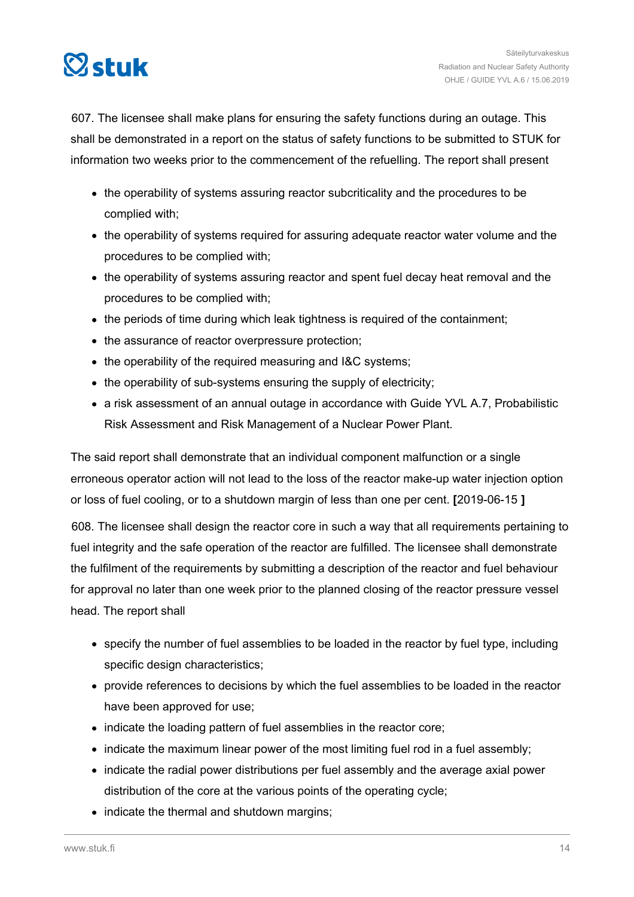607. The licensee shall make plans for ensuring the safety functions during an outage. This shall be demonstrated in a report on the status of safety functions to be submitted to STUK for information two weeks prior to the commencement of the refuelling. The report shall present

- the operability of systems assuring reactor subcriticality and the procedures to be complied with;
- the operability of systems required for assuring adequate reactor water volume and the procedures to be complied with;
- the operability of systems assuring reactor and spent fuel decay heat removal and the procedures to be complied with;
- the periods of time during which leak tightness is required of the containment;
- the assurance of reactor overpressure protection;
- the operability of the required measuring and I&C systems;
- the operability of sub-systems ensuring the supply of electricity;
- a risk assessment of an annual outage in accordance with Guide YVL A.7, Probabilistic Risk Assessment and Risk Management of a Nuclear Power Plant.

The said report shall demonstrate that an individual component malfunction or a single erroneous operator action will not lead to the loss of the reactor make-up water injection option or loss of fuel cooling, or to a shutdown margin of less than one per cent. **[**2019-06-15 **]**

608. The licensee shall design the reactor core in such a way that all requirements pertaining to fuel integrity and the safe operation of the reactor are fulfilled. The licensee shall demonstrate the fulfilment of the requirements by submitting a description of the reactor and fuel behaviour for approval no later than one week prior to the planned closing of the reactor pressure vessel head. The report shall

- specify the number of fuel assemblies to be loaded in the reactor by fuel type, including specific design characteristics;
- provide references to decisions by which the fuel assemblies to be loaded in the reactor have been approved for use;
- indicate the loading pattern of fuel assemblies in the reactor core;
- indicate the maximum linear power of the most limiting fuel rod in a fuel assembly;
- indicate the radial power distributions per fuel assembly and the average axial power distribution of the core at the various points of the operating cycle;
- indicate the thermal and shutdown margins;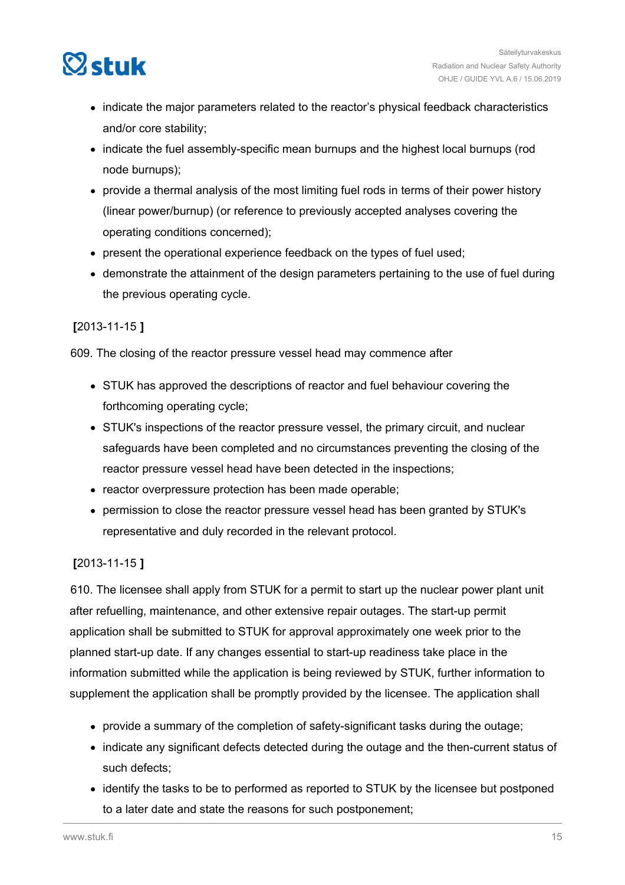- indicate the major parameters related to the reactor's physical feedback characteristics and/or core stability;
- indicate the fuel assembly-specific mean burnups and the highest local burnups (rod node burnups);
- provide a thermal analysis of the most limiting fuel rods in terms of their power history (linear power/burnup) (or reference to previously accepted analyses covering the operating conditions concerned);
- present the operational experience feedback on the types of fuel used;
- demonstrate the attainment of the design parameters pertaining to the use of fuel during the previous operating cycle.

**[**2013-11-15 **]**

609. The closing of the reactor pressure vessel head may commence after

- STUK has approved the descriptions of reactor and fuel behaviour covering the forthcoming operating cycle;
- STUK's inspections of the reactor pressure vessel, the primary circuit, and nuclear safeguards have been completed and no circumstances preventing the closing of the reactor pressure vessel head have been detected in the inspections;
- reactor overpressure protection has been made operable;
- permission to close the reactor pressure vessel head has been granted by STUK's representative and duly recorded in the relevant protocol.

**[**2013-11-15 **]**

610. The licensee shall apply from STUK for a permit to start up the nuclear power plant unit after refuelling, maintenance, and other extensive repair outages. The start-up permit application shall be submitted to STUK for approval approximately one week prior to the planned start-up date. If any changes essential to start-up readiness take place in the information submitted while the application is being reviewed by STUK, further information to supplement the application shall be promptly provided by the licensee. The application shall

- provide a summary of the completion of safety-significant tasks during the outage;
- indicate any significant defects detected during the outage and the then-current status of such defects;
- identify the tasks to be to performed as reported to STUK by the licensee but postponed to a later date and state the reasons for such postponement;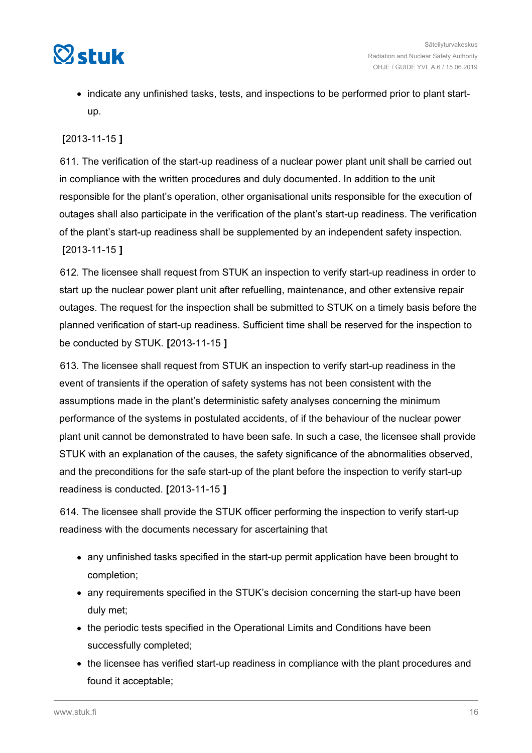- indicate any unfinished tasks, tests, and inspections to be performed prior to plant start-up.

**[**2013-11-15 **]**

611. The verification of the start-up readiness of a nuclear power plant unit shall be carried out in compliance with the written procedures and duly documented. In addition to the unit responsible for the plant's operation, other organisational units responsible for the execution of outages shall also participate in the verification of the plant's start-up readiness. The verification of the plant's start-up readiness shall be supplemented by an independent safety inspection. **[**2013-11-15 **]**

612. The licensee shall request from STUK an inspection to verify start-up readiness in order to start up the nuclear power plant unit after refuelling, maintenance, and other extensive repair outages. The request for the inspection shall be submitted to STUK on a timely basis before the planned verification of start-up readiness. Sufficient time shall be reserved for the inspection to be conducted by STUK. **[**2013-11-15 **]**

613. The licensee shall request from STUK an inspection to verify start-up readiness in the event of transients if the operation of safety systems has not been consistent with the assumptions made in the plant's deterministic safety analyses concerning the minimum performance of the systems in postulated accidents, of if the behaviour of the nuclear power plant unit cannot be demonstrated to have been safe. In such a case, the licensee shall provide STUK with an explanation of the causes, the safety significance of the abnormalities observed, and the preconditions for the safe start-up of the plant before the inspection to verify start-up readiness is conducted. **[**2013-11-15 **]**

614. The licensee shall provide the STUK officer performing the inspection to verify start-up readiness with the documents necessary for ascertaining that

- any unfinished tasks specified in the start-up permit application have been brought to completion;
- any requirements specified in the STUK's decision concerning the start-up have been duly met;
- the periodic tests specified in the Operational Limits and Conditions have been successfully completed;
- the licensee has verified start-up readiness in compliance with the plant procedures and found it acceptable;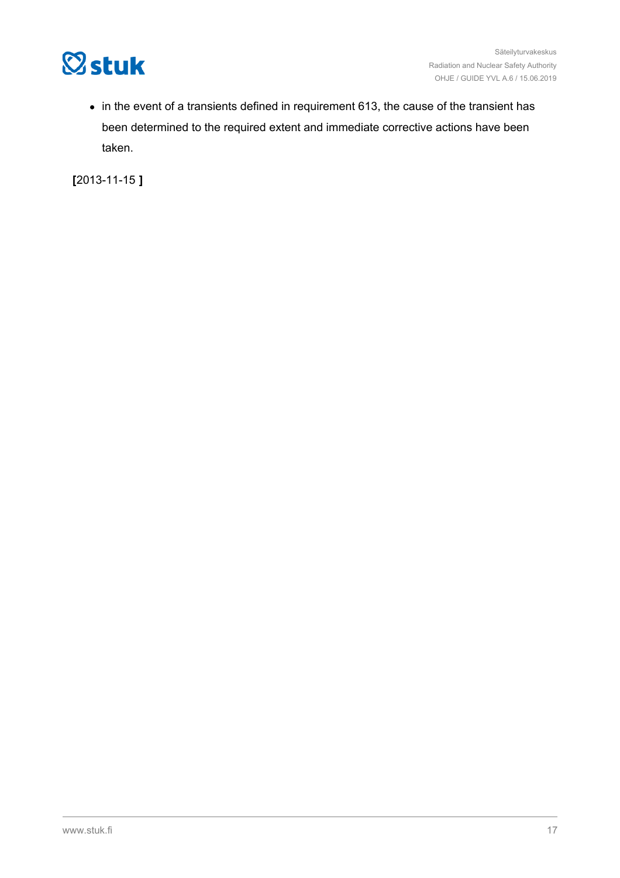- in the event of a transients defined in requirement 613, the cause of the transient has been determined to the required extent and immediate corrective actions have been taken.

**[**2013-11-15 **]**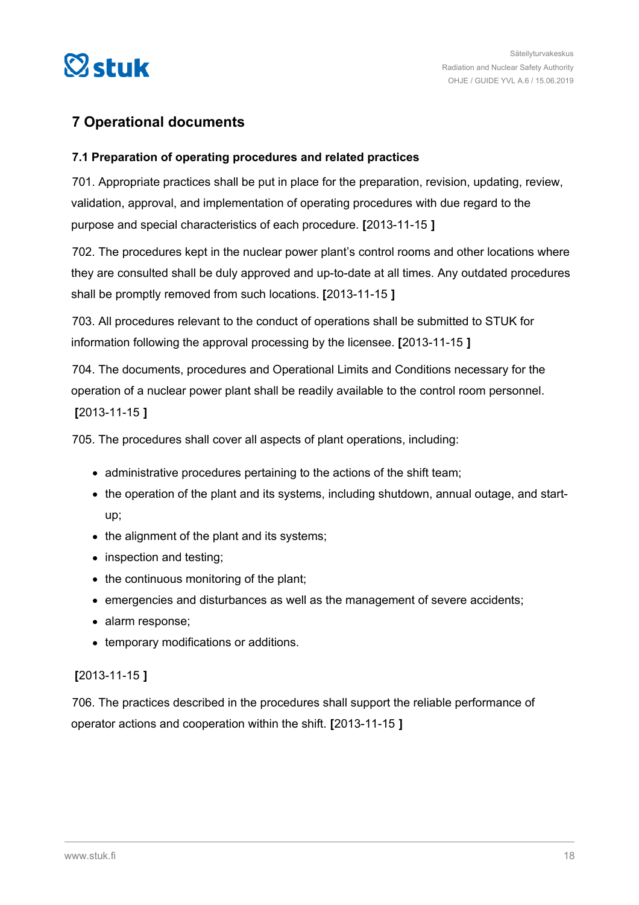## 7 Operational documents

### 7.1 Preparation of operating procedures and related practices

701. Appropriate practices shall be put in place for the preparation, revision, updating, review, validation, approval, and implementation of operating procedures with due regard to the purpose and special characteristics of each procedure. **[**2013-11-15 **]**

702. The procedures kept in the nuclear power plant's control rooms and other locations where they are consulted shall be duly approved and up-to-date at all times. Any outdated procedures shall be promptly removed from such locations. **[**2013-11-15 **]**

703. All procedures relevant to the conduct of operations shall be submitted to STUK for information following the approval processing by the licensee. **[**2013-11-15 **]**

704. The documents, procedures and Operational Limits and Conditions necessary for the operation of a nuclear power plant shall be readily available to the control room personnel. **[**2013-11-15 **]**

705. The procedures shall cover all aspects of plant operations, including:

- administrative procedures pertaining to the actions of the shift team;
- the operation of the plant and its systems, including shutdown, annual outage, and start-up;
- the alignment of the plant and its systems;
- inspection and testing;
- the continuous monitoring of the plant;
- emergencies and disturbances as well as the management of severe accidents;
- alarm response;
- temporary modifications or additions.

**[**2013-11-15 **]**

706. The practices described in the procedures shall support the reliable performance of operator actions and cooperation within the shift. **[**2013-11-15 **]**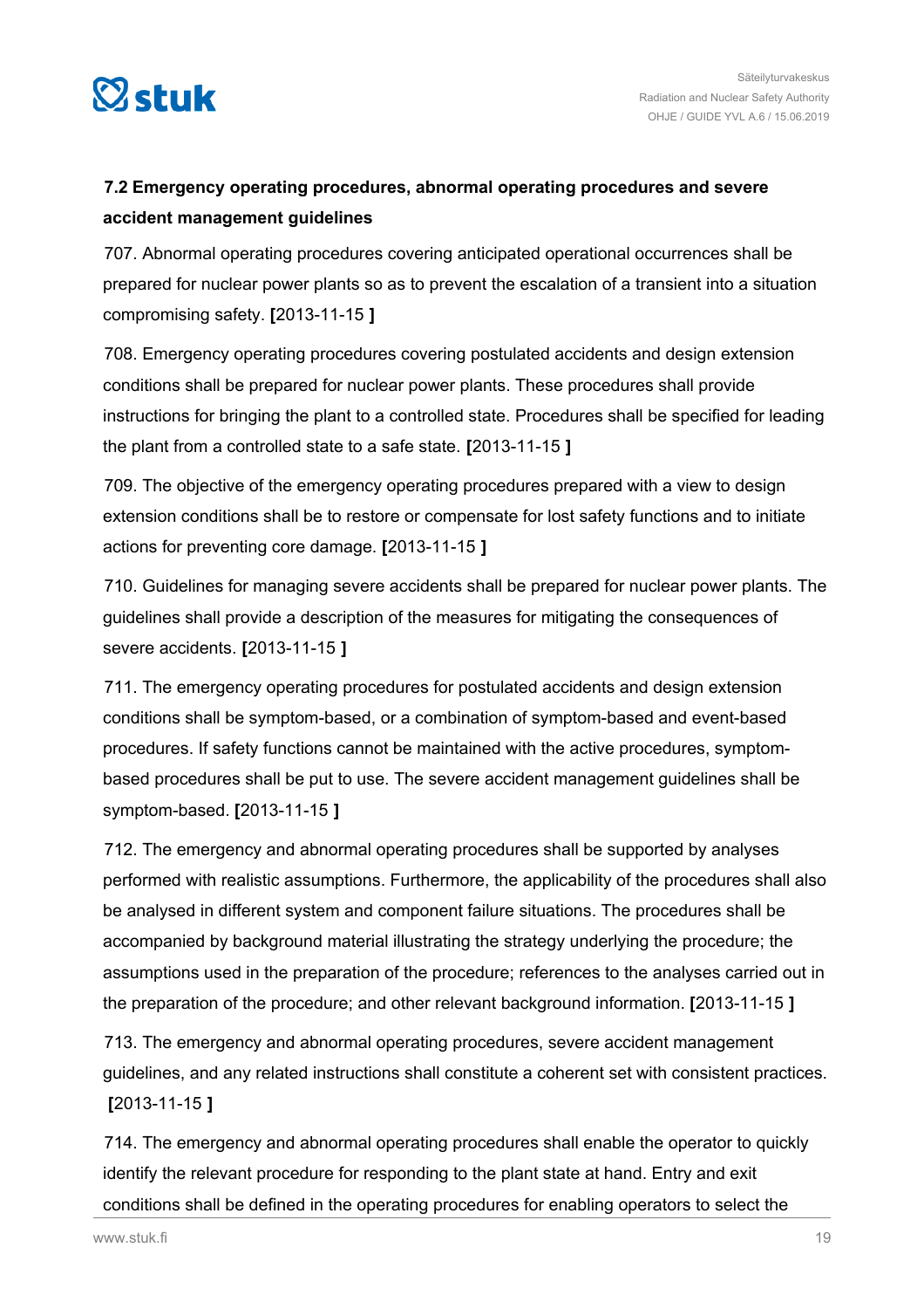### 7.2 Emergency operating procedures, abnormal operating procedures and severe accident management guidelines

707. Abnormal operating procedures covering anticipated operational occurrences shall be prepared for nuclear power plants so as to prevent the escalation of a transient into a situation compromising safety. **[**2013-11-15 **]**

708. Emergency operating procedures covering postulated accidents and design extension conditions shall be prepared for nuclear power plants. These procedures shall provide instructions for bringing the plant to a controlled state. Procedures shall be specified for leading the plant from a controlled state to a safe state. **[**2013-11-15 **]**

709. The objective of the emergency operating procedures prepared with a view to design extension conditions shall be to restore or compensate for lost safety functions and to initiate actions for preventing core damage. **[**2013-11-15 **]**

710. Guidelines for managing severe accidents shall be prepared for nuclear power plants. The guidelines shall provide a description of the measures for mitigating the consequences of severe accidents. **[**2013-11-15 **]**

711. The emergency operating procedures for postulated accidents and design extension conditions shall be symptom-based, or a combination of symptom-based and event-based procedures. If safety functions cannot be maintained with the active procedures, symptom-based procedures shall be put to use. The severe accident management guidelines shall be symptom-based. **[**2013-11-15 **]**

712. The emergency and abnormal operating procedures shall be supported by analyses performed with realistic assumptions. Furthermore, the applicability of the procedures shall also be analysed in different system and component failure situations. The procedures shall be accompanied by background material illustrating the strategy underlying the procedure; the assumptions used in the preparation of the procedure; references to the analyses carried out in the preparation of the procedure; and other relevant background information. **[**2013-11-15 **]**

713. The emergency and abnormal operating procedures, severe accident management guidelines, and any related instructions shall constitute a coherent set with consistent practices. **[**2013-11-15 **]**

714. The emergency and abnormal operating procedures shall enable the operator to quickly identify the relevant procedure for responding to the plant state at hand. Entry and exit conditions shall be defined in the operating procedures for enabling operators to select the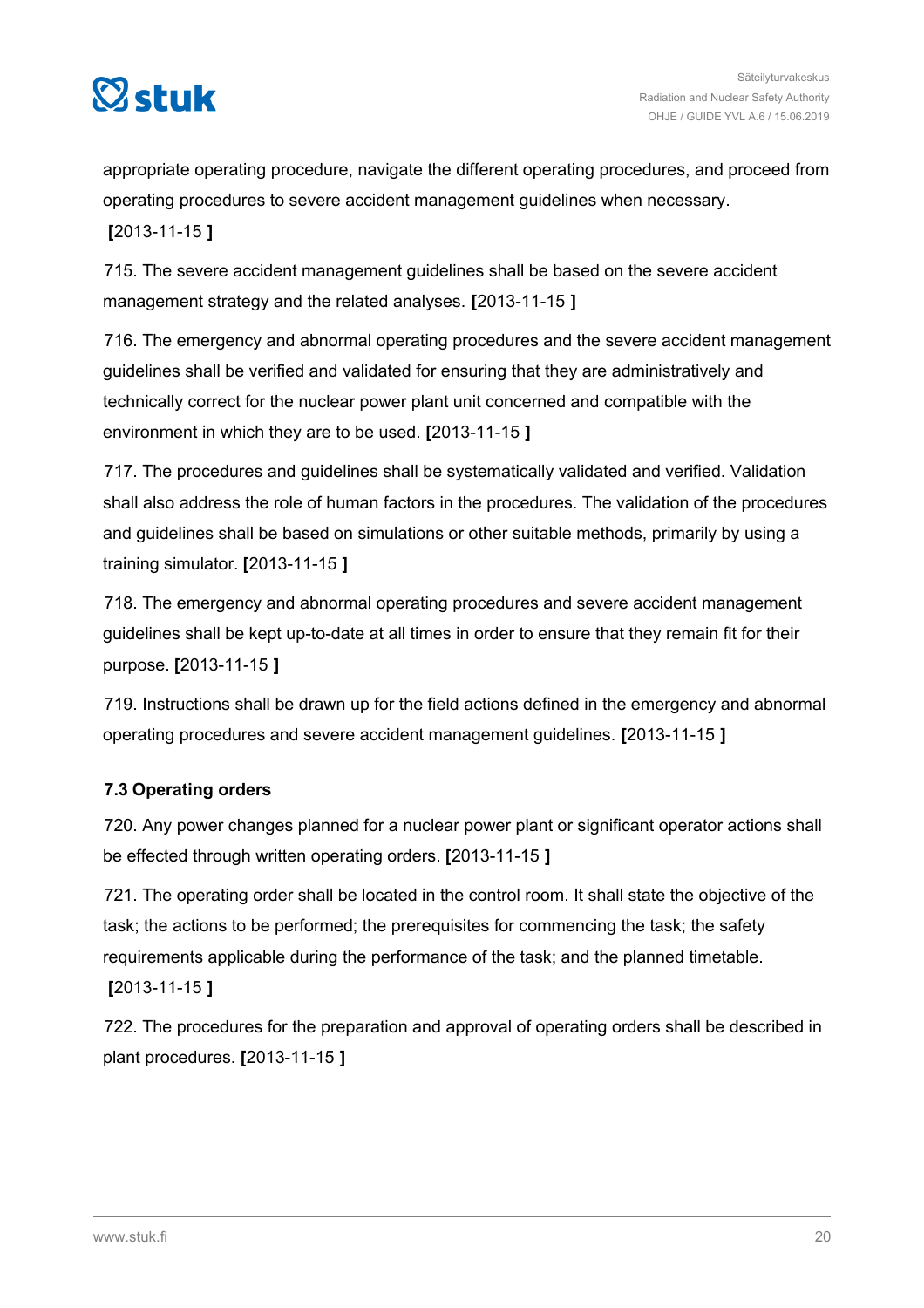appropriate operating procedure, navigate the different operating procedures, and proceed from operating procedures to severe accident management guidelines when necessary. **[**2013-11-15 **]**

715. The severe accident management guidelines shall be based on the severe accident management strategy and the related analyses. **[**2013-11-15 **]**

716. The emergency and abnormal operating procedures and the severe accident management guidelines shall be verified and validated for ensuring that they are administratively and technically correct for the nuclear power plant unit concerned and compatible with the environment in which they are to be used. **[**2013-11-15 **]**

717. The procedures and guidelines shall be systematically validated and verified. Validation shall also address the role of human factors in the procedures. The validation of the procedures and guidelines shall be based on simulations or other suitable methods, primarily by using a training simulator. **[**2013-11-15 **]**

718. The emergency and abnormal operating procedures and severe accident management guidelines shall be kept up-to-date at all times in order to ensure that they remain fit for their purpose. **[**2013-11-15 **]**

719. Instructions shall be drawn up for the field actions defined in the emergency and abnormal operating procedures and severe accident management guidelines. **[**2013-11-15 **]**

### 7.3 Operating orders

720. Any power changes planned for a nuclear power plant or significant operator actions shall be effected through written operating orders. **[**2013-11-15 **]**

721. The operating order shall be located in the control room. It shall state the objective of the task; the actions to be performed; the prerequisites for commencing the task; the safety requirements applicable during the performance of the task; and the planned timetable. **[**2013-11-15 **]**

722. The procedures for the preparation and approval of operating orders shall be described in plant procedures. **[**2013-11-15 **]**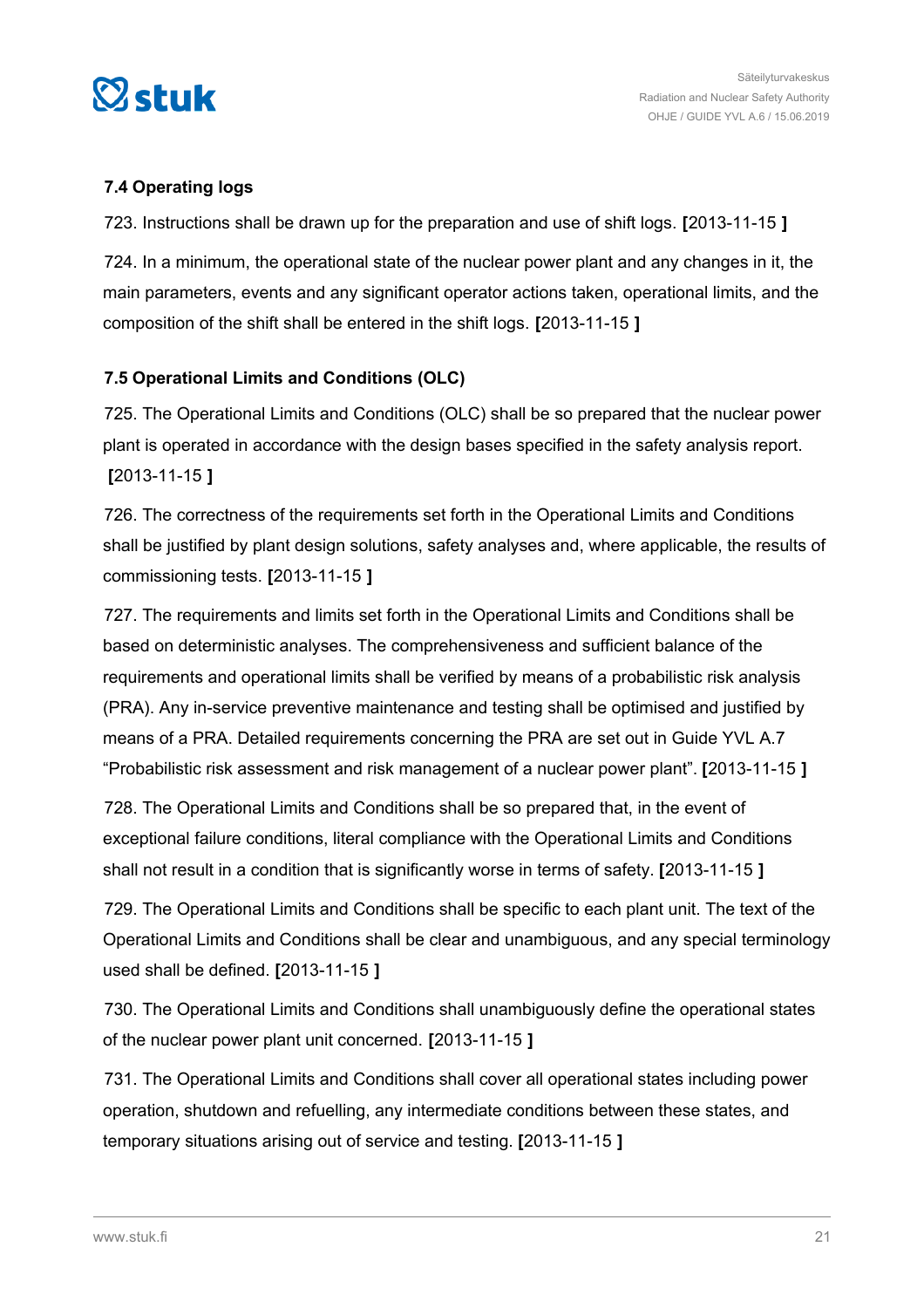### 7.4 Operating logs

723. Instructions shall be drawn up for the preparation and use of shift logs. **[**2013-11-15 **]**

724. In a minimum, the operational state of the nuclear power plant and any changes in it, the main parameters, events and any significant operator actions taken, operational limits, and the composition of the shift shall be entered in the shift logs. **[**2013-11-15 **]**

### 7.5 Operational Limits and Conditions (OLC)

725. The Operational Limits and Conditions (OLC) shall be so prepared that the nuclear power plant is operated in accordance with the design bases specified in the safety analysis report. **[**2013-11-15 **]**

726. The correctness of the requirements set forth in the Operational Limits and Conditions shall be justified by plant design solutions, safety analyses and, where applicable, the results of commissioning tests. **[**2013-11-15 **]**

727. The requirements and limits set forth in the Operational Limits and Conditions shall be based on deterministic analyses. The comprehensiveness and sufficient balance of the requirements and operational limits shall be verified by means of a probabilistic risk analysis (PRA). Any in-service preventive maintenance and testing shall be optimised and justified by means of a PRA. Detailed requirements concerning the PRA are set out in Guide YVL A.7 "Probabilistic risk assessment and risk management of a nuclear power plant". **[**2013-11-15 **]**

728. The Operational Limits and Conditions shall be so prepared that, in the event of exceptional failure conditions, literal compliance with the Operational Limits and Conditions shall not result in a condition that is significantly worse in terms of safety. **[**2013-11-15 **]**

729. The Operational Limits and Conditions shall be specific to each plant unit. The text of the Operational Limits and Conditions shall be clear and unambiguous, and any special terminology used shall be defined. **[**2013-11-15 **]**

730. The Operational Limits and Conditions shall unambiguously define the operational states of the nuclear power plant unit concerned. **[**2013-11-15 **]**

731. The Operational Limits and Conditions shall cover all operational states including power operation, shutdown and refuelling, any intermediate conditions between these states, and temporary situations arising out of service and testing. **[**2013-11-15 **]**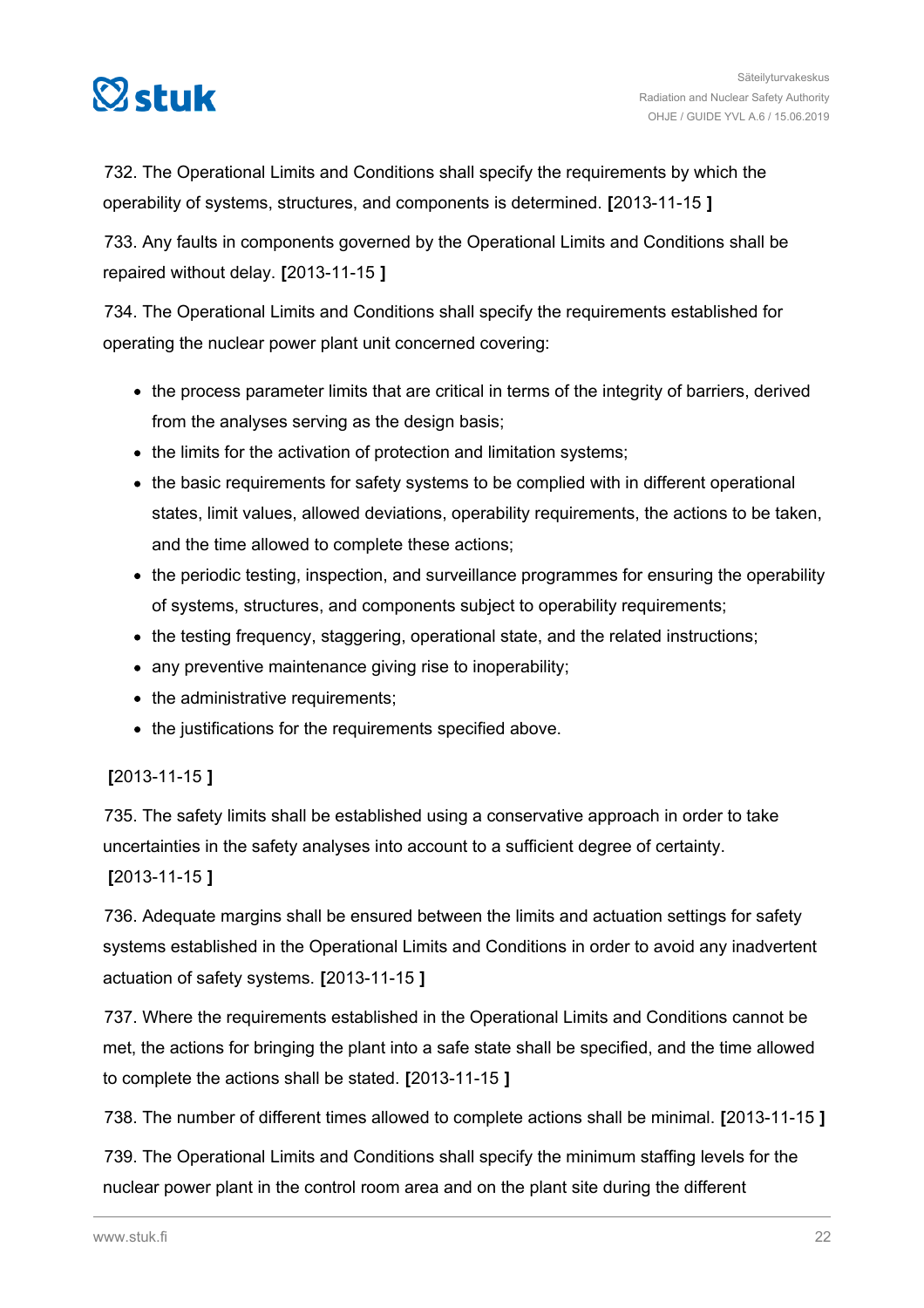732. The Operational Limits and Conditions shall specify the requirements by which the operability of systems, structures, and components is determined. **[**2013-11-15 **]**

733. Any faults in components governed by the Operational Limits and Conditions shall be repaired without delay. **[**2013-11-15 **]**

734. The Operational Limits and Conditions shall specify the requirements established for operating the nuclear power plant unit concerned covering:

- the process parameter limits that are critical in terms of the integrity of barriers, derived from the analyses serving as the design basis;
- the limits for the activation of protection and limitation systems;
- the basic requirements for safety systems to be complied with in different operational states, limit values, allowed deviations, operability requirements, the actions to be taken, and the time allowed to complete these actions;
- the periodic testing, inspection, and surveillance programmes for ensuring the operability of systems, structures, and components subject to operability requirements;
- the testing frequency, staggering, operational state, and the related instructions;
- any preventive maintenance giving rise to inoperability;
- the administrative requirements;
- the justifications for the requirements specified above.

**[**2013-11-15 **]**

735. The safety limits shall be established using a conservative approach in order to take uncertainties in the safety analyses into account to a sufficient degree of certainty. **[**2013-11-15 **]**

736. Adequate margins shall be ensured between the limits and actuation settings for safety systems established in the Operational Limits and Conditions in order to avoid any inadvertent actuation of safety systems. **[**2013-11-15 **]**

737. Where the requirements established in the Operational Limits and Conditions cannot be met, the actions for bringing the plant into a safe state shall be specified, and the time allowed to complete the actions shall be stated. **[**2013-11-15 **]**

738. The number of different times allowed to complete actions shall be minimal. **[**2013-11-15 **]**

739. The Operational Limits and Conditions shall specify the minimum staffing levels for the nuclear power plant in the control room area and on the plant site during the different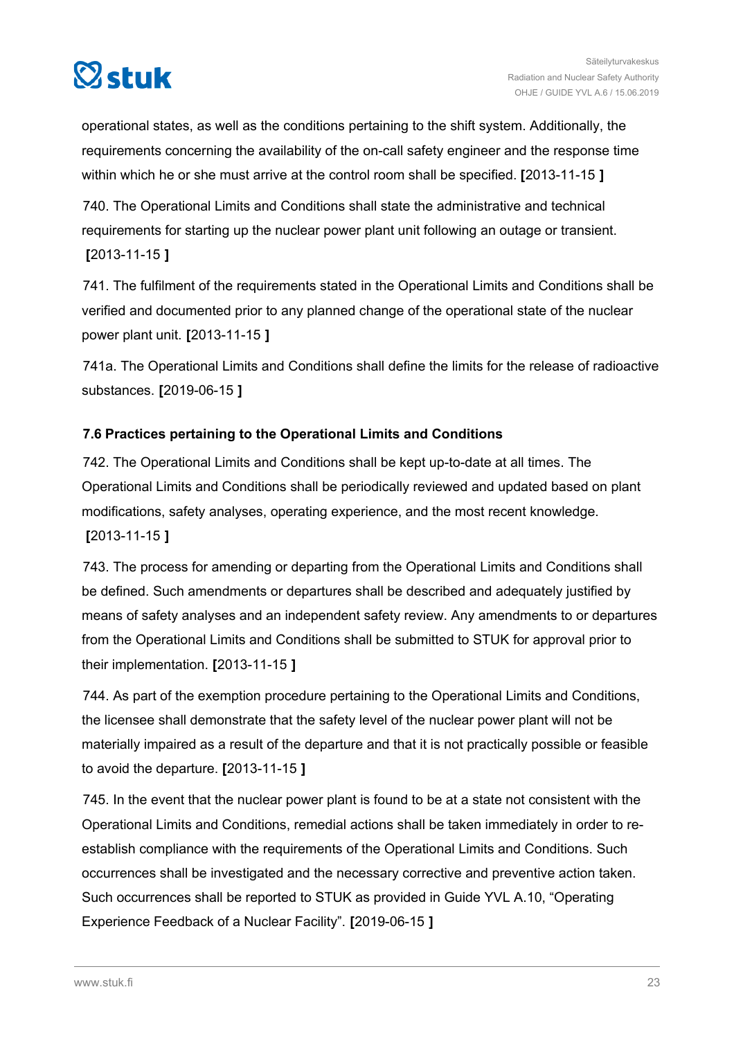operational states, as well as the conditions pertaining to the shift system. Additionally, the requirements concerning the availability of the on-call safety engineer and the response time within which he or she must arrive at the control room shall be specified. **[**2013-11-15 **]**

740. The Operational Limits and Conditions shall state the administrative and technical requirements for starting up the nuclear power plant unit following an outage or transient. **[**2013-11-15 **]**

741. The fulfilment of the requirements stated in the Operational Limits and Conditions shall be verified and documented prior to any planned change of the operational state of the nuclear power plant unit. **[**2013-11-15 **]**

741a. The Operational Limits and Conditions shall define the limits for the release of radioactive substances. **[**2019-06-15 **]**

### 7.6 Practices pertaining to the Operational Limits and Conditions

742. The Operational Limits and Conditions shall be kept up-to-date at all times. The Operational Limits and Conditions shall be periodically reviewed and updated based on plant modifications, safety analyses, operating experience, and the most recent knowledge. **[**2013-11-15 **]**

743. The process for amending or departing from the Operational Limits and Conditions shall be defined. Such amendments or departures shall be described and adequately justified by means of safety analyses and an independent safety review. Any amendments to or departures from the Operational Limits and Conditions shall be submitted to STUK for approval prior to their implementation. **[**2013-11-15 **]**

744. As part of the exemption procedure pertaining to the Operational Limits and Conditions, the licensee shall demonstrate that the safety level of the nuclear power plant will not be materially impaired as a result of the departure and that it is not practically possible or feasible to avoid the departure. **[**2013-11-15 **]**

745. In the event that the nuclear power plant is found to be at a state not consistent with the Operational Limits and Conditions, remedial actions shall be taken immediately in order to re-establish compliance with the requirements of the Operational Limits and Conditions. Such occurrences shall be investigated and the necessary corrective and preventive action taken. Such occurrences shall be reported to STUK as provided in Guide YVL A.10, "Operating Experience Feedback of a Nuclear Facility". **[**2019-06-15 **]**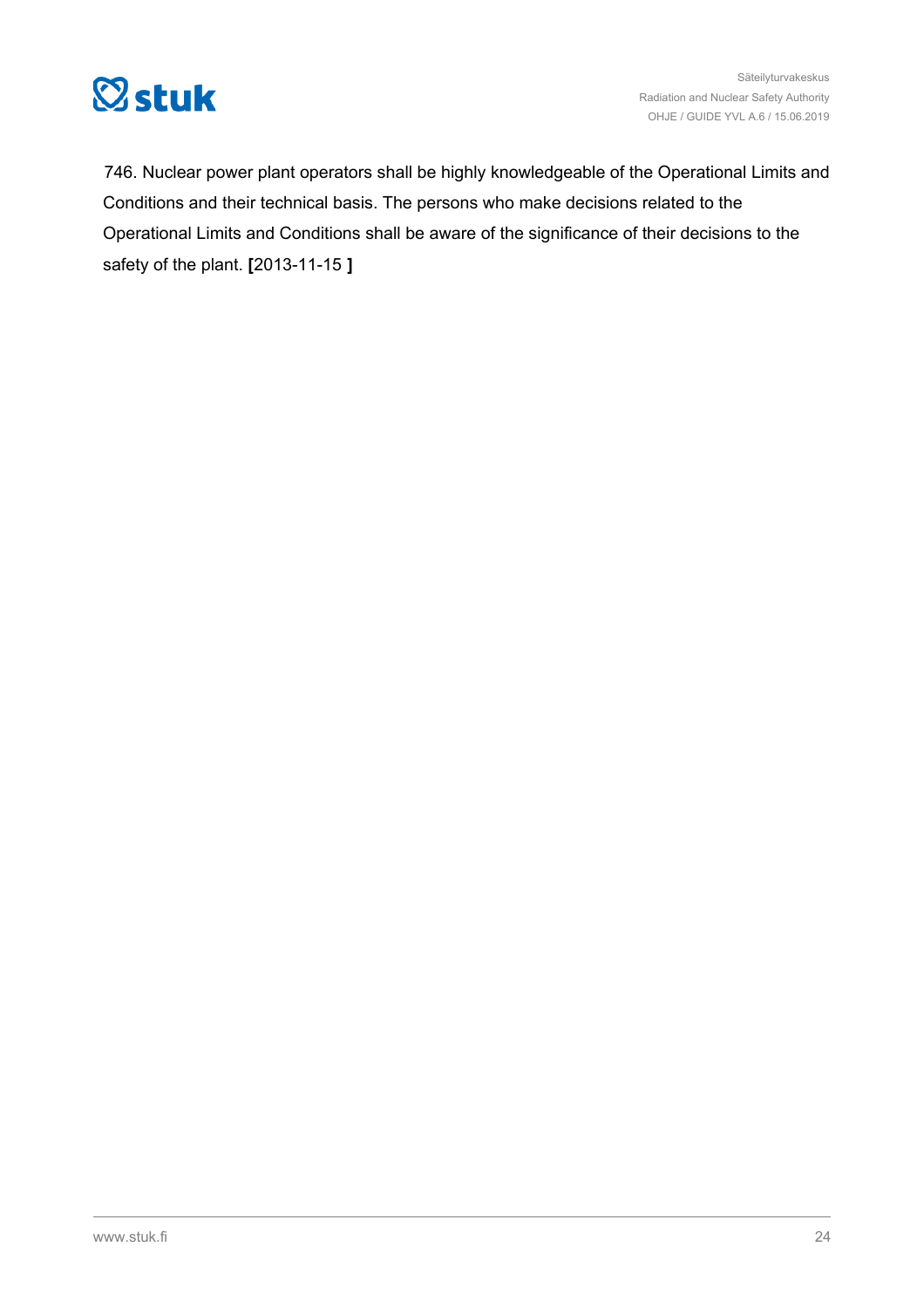746. Nuclear power plant operators shall be highly knowledgeable of the Operational Limits and Conditions and their technical basis. The persons who make decisions related to the Operational Limits and Conditions shall be aware of the significance of their decisions to the safety of the plant. **[**2013-11-15 **]**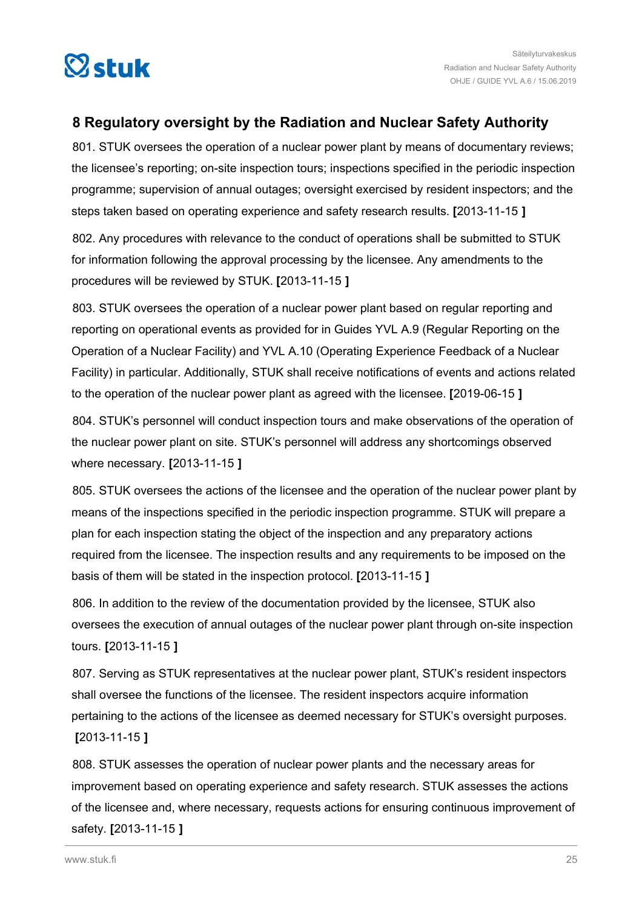## 8 Regulatory oversight by the Radiation and Nuclear Safety Authority

801. STUK oversees the operation of a nuclear power plant by means of documentary reviews; the licensee's reporting; on-site inspection tours; inspections specified in the periodic inspection programme; supervision of annual outages; oversight exercised by resident inspectors; and the steps taken based on operating experience and safety research results. **[**2013-11-15 **]**

802. Any procedures with relevance to the conduct of operations shall be submitted to STUK for information following the approval processing by the licensee. Any amendments to the procedures will be reviewed by STUK. **[**2013-11-15 **]**

803. STUK oversees the operation of a nuclear power plant based on regular reporting and reporting on operational events as provided for in Guides YVL A.9 (Regular Reporting on the Operation of a Nuclear Facility) and YVL A.10 (Operating Experience Feedback of a Nuclear Facility) in particular. Additionally, STUK shall receive notifications of events and actions related to the operation of the nuclear power plant as agreed with the licensee. **[**2019-06-15 **]**

804. STUK's personnel will conduct inspection tours and make observations of the operation of the nuclear power plant on site. STUK's personnel will address any shortcomings observed where necessary. **[**2013-11-15 **]**

805. STUK oversees the actions of the licensee and the operation of the nuclear power plant by means of the inspections specified in the periodic inspection programme. STUK will prepare a plan for each inspection stating the object of the inspection and any preparatory actions required from the licensee. The inspection results and any requirements to be imposed on the basis of them will be stated in the inspection protocol. **[**2013-11-15 **]**

806. In addition to the review of the documentation provided by the licensee, STUK also oversees the execution of annual outages of the nuclear power plant through on-site inspection tours. **[**2013-11-15 **]**

807. Serving as STUK representatives at the nuclear power plant, STUK's resident inspectors shall oversee the functions of the licensee. The resident inspectors acquire information pertaining to the actions of the licensee as deemed necessary for STUK's oversight purposes. **[**2013-11-15 **]**

808. STUK assesses the operation of nuclear power plants and the necessary areas for improvement based on operating experience and safety research. STUK assesses the actions of the licensee and, where necessary, requests actions for ensuring continuous improvement of safety. **[**2013-11-15 **]**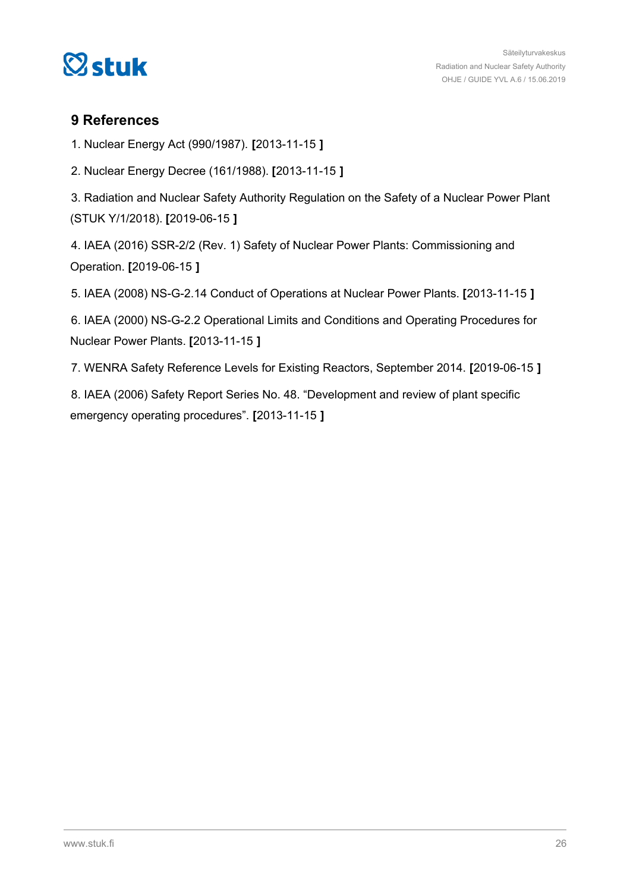## 9 References

1. Nuclear Energy Act (990/1987). **[**2013-11-15 **]**

2. Nuclear Energy Decree (161/1988). **[**2013-11-15 **]**

3. Radiation and Nuclear Safety Authority Regulation on the Safety of a Nuclear Power Plant (STUK Y/1/2018). **[**2019-06-15 **]**

4. IAEA (2016) SSR-2/2 (Rev. 1) Safety of Nuclear Power Plants: Commissioning and Operation. **[**2019-06-15 **]**

5. IAEA (2008) NS-G-2.14 Conduct of Operations at Nuclear Power Plants. **[**2013-11-15 **]**

6. IAEA (2000) NS-G-2.2 Operational Limits and Conditions and Operating Procedures for Nuclear Power Plants. **[**2013-11-15 **]**

7. WENRA Safety Reference Levels for Existing Reactors, September 2014. **[**2019-06-15 **]**

8. IAEA (2006) Safety Report Series No. 48. "Development and review of plant specific emergency operating procedures". **[**2013-11-15 **]**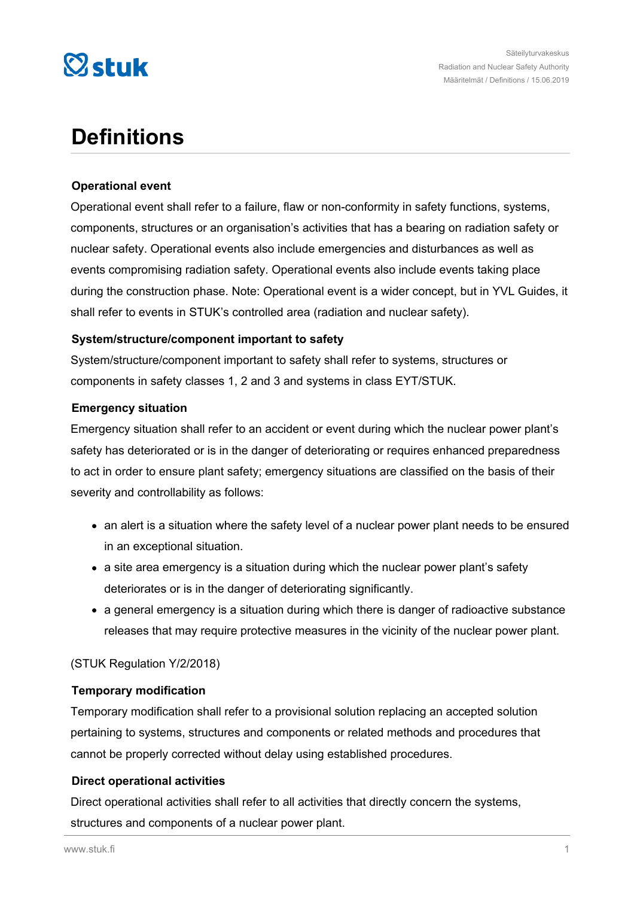# Definitions

### Operational event

Operational event shall refer to a failure, flaw or non-conformity in safety functions, systems, components, structures or an organisation's activities that has a bearing on radiation safety or nuclear safety. Operational events also include emergencies and disturbances as well as events compromising radiation safety. Operational events also include events taking place during the construction phase. Note: Operational event is a wider concept, but in YVL Guides, it shall refer to events in STUK's controlled area (radiation and nuclear safety).

### System/structure/component important to safety

System/structure/component important to safety shall refer to systems, structures or components in safety classes 1, 2 and 3 and systems in class EYT/STUK.

### Emergency situation

Emergency situation shall refer to an accident or event during which the nuclear power plant's safety has deteriorated or is in the danger of deteriorating or requires enhanced preparedness to act in order to ensure plant safety; emergency situations are classified on the basis of their severity and controllability as follows:

- an alert is a situation where the safety level of a nuclear power plant needs to be ensured in an exceptional situation.
- a site area emergency is a situation during which the nuclear power plant's safety deteriorates or is in the danger of deteriorating significantly.
- a general emergency is a situation during which there is danger of radioactive substance releases that may require protective measures in the vicinity of the nuclear power plant.

(STUK Regulation Y/2/2018)

### Temporary modification

Temporary modification shall refer to a provisional solution replacing an accepted solution pertaining to systems, structures and components or related methods and procedures that cannot be properly corrected without delay using established procedures.

### Direct operational activities

Direct operational activities shall refer to all activities that directly concern the systems, structures and components of a nuclear power plant.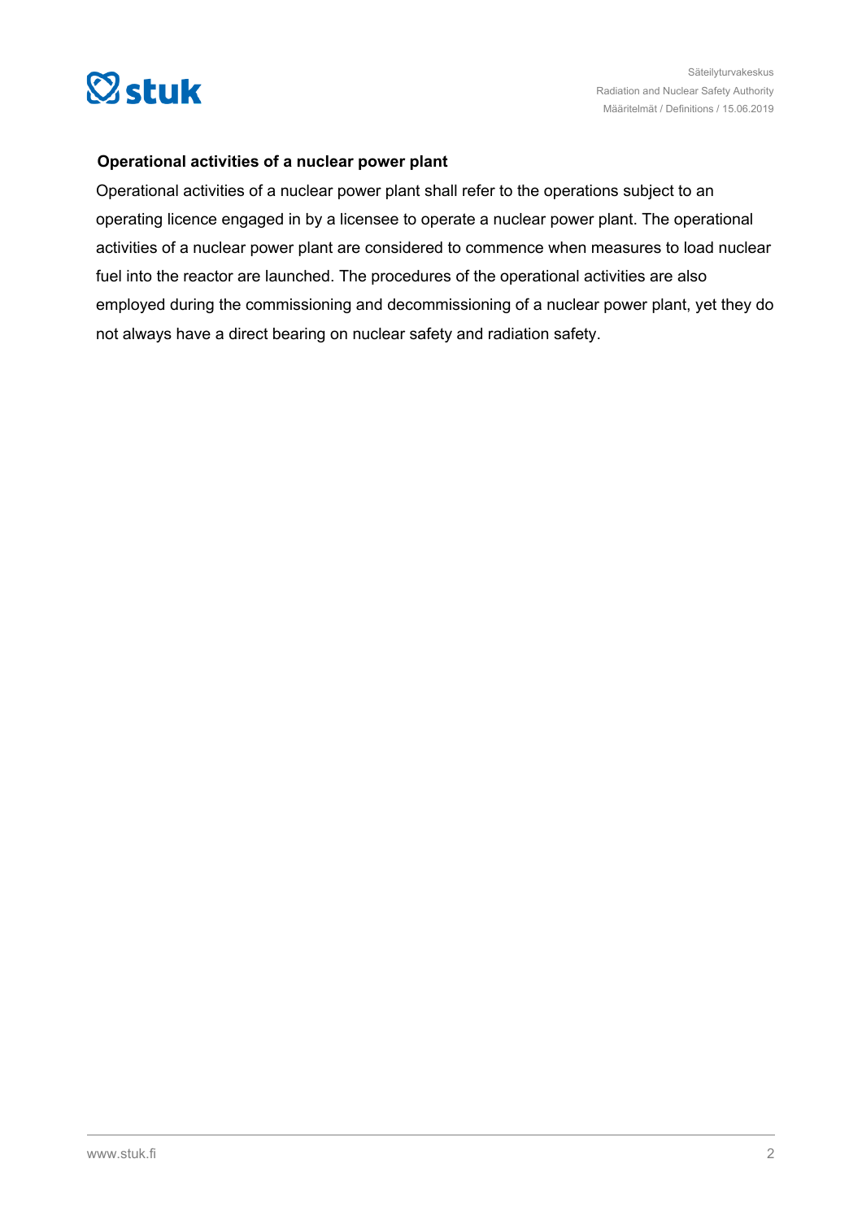## Operational activities of a nuclear power plant

Operational activities of a nuclear power plant shall refer to the operations subject to an operating licence engaged in by a licensee to operate a nuclear power plant. The operational activities of a nuclear power plant are considered to commence when measures to load nuclear fuel into the reactor are launched. The procedures of the operational activities are also employed during the commissioning and decommissioning of a nuclear power plant, yet they do not always have a direct bearing on nuclear safety and radiation safety.